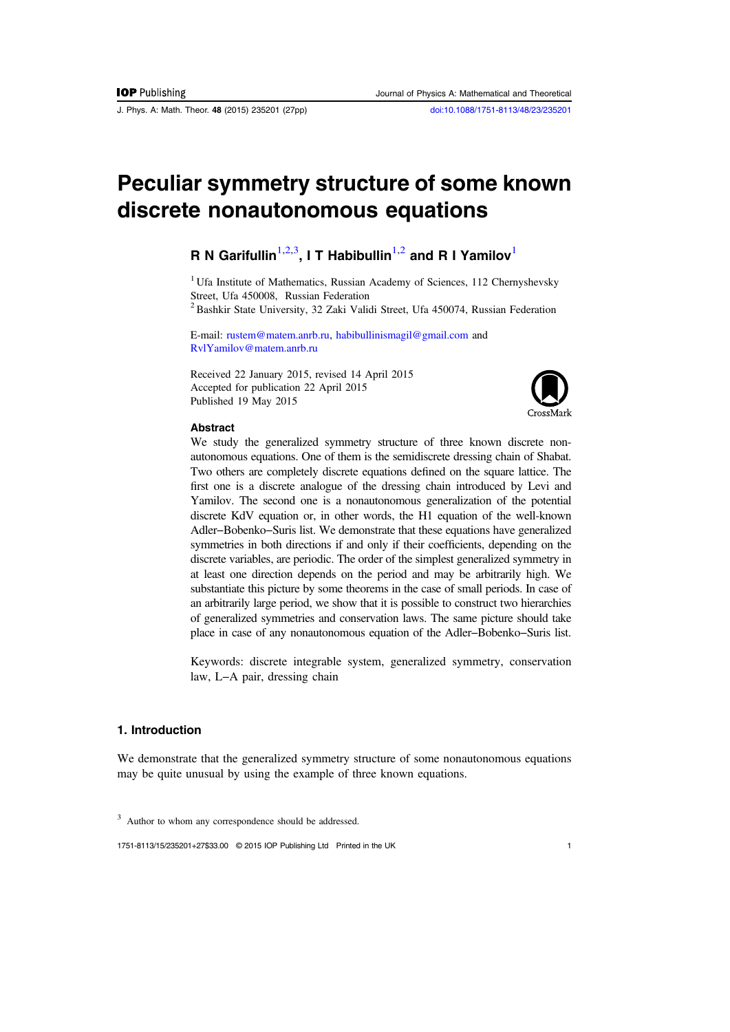# Peculiar symmetry structure of some known discrete nonautonomous equations

**R N Garifullin[1,2,3], I T Habibullin[1,2] and R I Yamilov[1]**

[1] Ufa Institute of Mathematics, Russian Academy of Sciences, 112 Chernyshevsky Street, Ufa 450008, Russian Federation

[2] Bashkir State University, 32 Zaki Validi Street, Ufa 450074, Russian Federation

E-mail: rustem@matem.anrb.ru, habibullinismagil@gmail.com and RvlYamilov@matem.anrb.ru

Received 22 January 2015, revised 14 April 2015
Accepted for publication 22 April 2015
Published 19 May 2015

### Abstract

We study the generalized symmetry structure of three known discrete nonautonomous equations. One of them is the semidiscrete dressing chain of Shabat. Two others are completely discrete equations defined on the square lattice. The first one is a discrete analogue of the dressing chain introduced by Levi and Yamilov. The second one is a nonautonomous generalization of the potential discrete KdV equation or, in other words, the H1 equation of the well-known Adler–Bobenko–Suris list. We demonstrate that these equations have generalized symmetries in both directions if and only if their coefficients, depending on the discrete variables, are periodic. The order of the simplest generalized symmetry in at least one direction depends on the period and may be arbitrarily high. We substantiate this picture by some theorems in the case of small periods. In case of an arbitrarily large period, we show that it is possible to construct two hierarchies of generalized symmetries and conservation laws. The same picture should take place in case of any nonautonomous equation of the Adler–Bobenko–Suris list.

Keywords: discrete integrable system, generalized symmetry, conservation law, L–A pair, dressing chain

## 1. Introduction

We demonstrate that the generalized symmetry structure of some nonautonomous equations may be quite unusual by using the example of three known equations.

[3] Author to whom any correspondence should be addressed.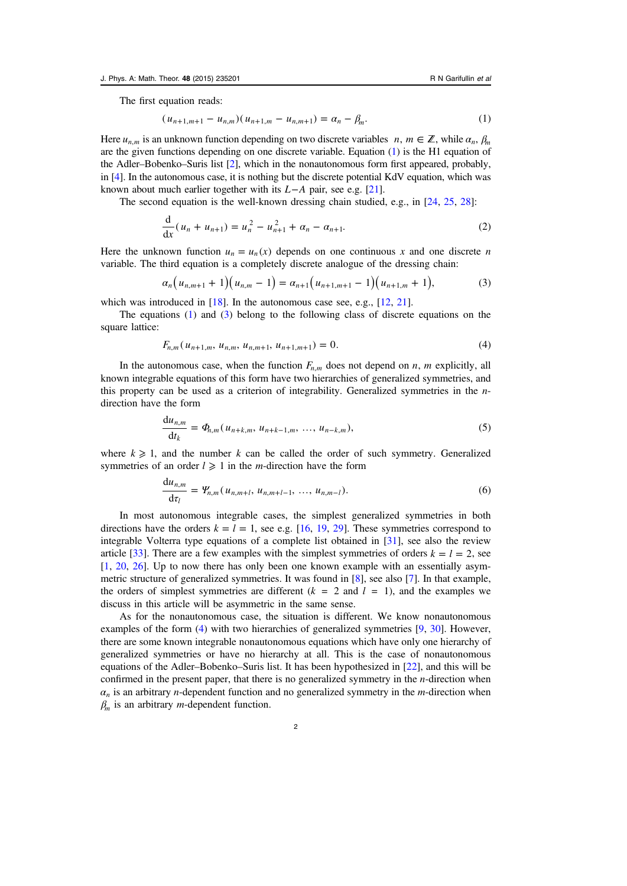The first equation reads:

$$(u_{n+1,m+1} - u_{n,m})(u_{n+1,m} - u_{n,m+1}) = \alpha_n - \beta_m. \tag{1}$$

Here $u_{n,m}$ is an unknown function depending on two discrete variables $n, m \in \mathbb{Z}$, while $\alpha_n$, $\beta_m$ are the given functions depending on one discrete variable. Equation (1) is the H1 equation of the Adler–Bobenko–Suris list [2], which in the nonautonomous form first appeared, probably, in [4]. In the autonomous case, it is nothing but the discrete potential KdV equation, which was known about much earlier together with its $L-A$ pair, see e.g. [21].

The second equation is the well-known dressing chain studied, e.g., in [24, 25, 28]:

$$\frac{\mathrm{d}}{\mathrm{d}x}(u_n + u_{n+1}) = u_n^2 - u_{n+1}^2 + \alpha_n - \alpha_{n+1}. \tag{2}$$

Here the unknown function $u_n = u_n(x)$ depends on one continuous $x$ and one discrete $n$ variable. The third equation is a completely discrete analogue of the dressing chain:

$$\alpha_n\big(u_{n,m+1} + 1\big)\big(u_{n,m} - 1\big) = \alpha_{n+1}\big(u_{n+1,m+1} - 1\big)\big(u_{n+1,m} + 1\big), \tag{3}$$

which was introduced in [18]. In the autonomous case see, e.g., [12, 21].

The equations (1) and (3) belong to the following class of discrete equations on the square lattice:

$$F_{n,m}(u_{n+1,m}, u_{n,m}, u_{n,m+1}, u_{n+1,m+1}) = 0. \tag{4}$$

In the autonomous case, when the function $F_{n,m}$ does not depend on $n$, $m$ explicitly, all known integrable equations of this form have two hierarchies of generalized symmetries, and this property can be used as a criterion of integrability. Generalized symmetries in the $n$-direction have the form

$$\frac{\mathrm{d}u_{n,m}}{\mathrm{d}t_k} = \Phi_{n,m}(u_{n+k,m}, u_{n+k-1,m}, \ldots, u_{n-k,m}), \tag{5}$$

where $k \geqslant 1$, and the number $k$ can be called the order of such symmetry. Generalized symmetries of an order $l \geqslant 1$ in the $m$-direction have the form

$$\frac{\mathrm{d}u_{n,m}}{\mathrm{d}\tau_l} = \Psi_{n,m}(u_{n,m+l}, u_{n,m+l-1}, \ldots, u_{n,m-l}). \tag{6}$$

In most autonomous integrable cases, the simplest generalized symmetries in both directions have the orders $k = l = 1$, see e.g. [16, 19, 29]. These symmetries correspond to integrable Volterra type equations of a complete list obtained in [31], see also the review article [33]. There are a few examples with the simplest symmetries of orders $k = l = 2$, see [1, 20, 26]. Up to now there has only been one known example with an essentially asymmetric structure of generalized symmetries. It was found in [8], see also [7]. In that example, the orders of simplest symmetries are different ($k = 2$ and $l = 1$), and the examples we discuss in this article will be asymmetric in the same sense.

As for the nonautonomous case, the situation is different. We know nonautonomous examples of the form (4) with two hierarchies of generalized symmetries [9, 30]. However, there are some known integrable nonautonomous equations which have only one hierarchy of generalized symmetries or have no hierarchy at all. This is the case of nonautonomous equations of the Adler–Bobenko–Suris list. It has been hypothesized in [22], and this will be confirmed in the present paper, that there is no generalized symmetry in the $n$-direction when $\alpha_n$ is an arbitrary $n$-dependent function and no generalized symmetry in the $m$-direction when $\beta_m$ is an arbitrary $m$-dependent function.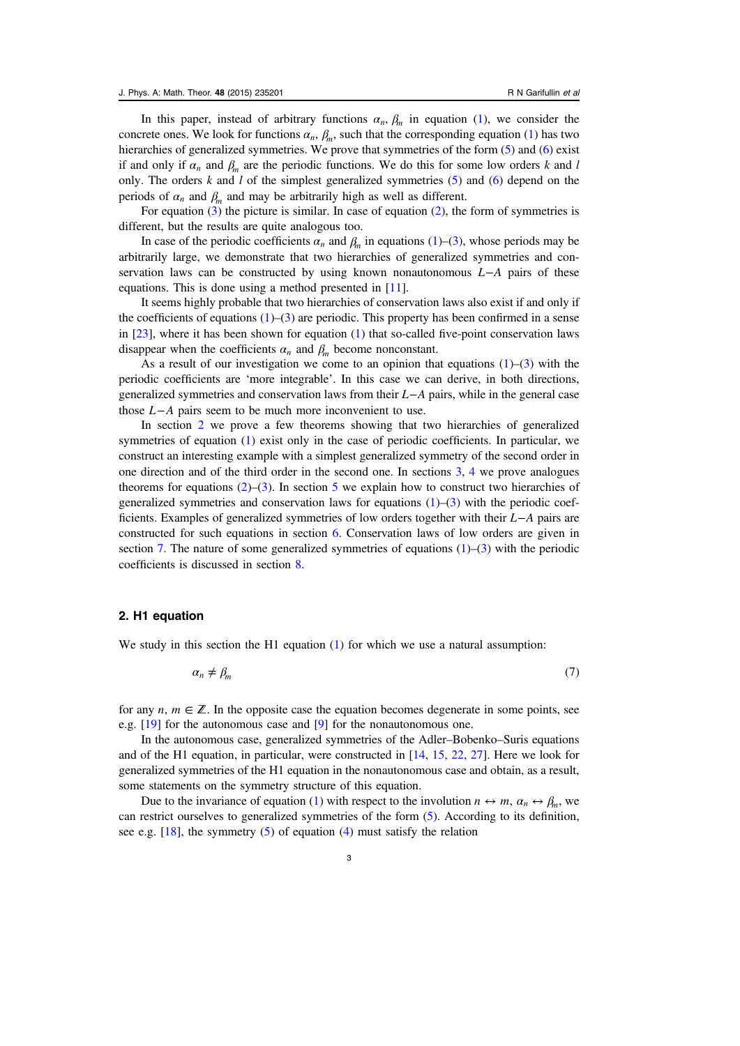In this paper, instead of arbitrary functions $\alpha_n$, $\beta_m$ in equation (1), we consider the concrete ones. We look for functions $\alpha_n$, $\beta_m$, such that the corresponding equation (1) has two hierarchies of generalized symmetries. We prove that symmetries of the form (5) and (6) exist if and only if $\alpha_n$ and $\beta_m$ are the periodic functions. We do this for some low orders $k$ and $l$ only. The orders $k$ and $l$ of the simplest generalized symmetries (5) and (6) depend on the periods of $\alpha_n$ and $\beta_m$ and may be arbitrarily high as well as different.

For equation (3) the picture is similar. In case of equation (2), the form of symmetries is different, but the results are quite analogous too.

In case of the periodic coefficients $\alpha_n$ and $\beta_m$ in equations (1)–(3), whose periods may be arbitrarily large, we demonstrate that two hierarchies of generalized symmetries and conservation laws can be constructed by using known nonautonomous $L-A$ pairs of these equations. This is done using a method presented in [11].

It seems highly probable that two hierarchies of conservation laws also exist if and only if the coefficients of equations (1)–(3) are periodic. This property has been confirmed in a sense in [23], where it has been shown for equation (1) that so-called five-point conservation laws disappear when the coefficients $\alpha_n$ and $\beta_m$ become nonconstant.

As a result of our investigation we come to an opinion that equations (1)–(3) with the periodic coefficients are 'more integrable'. In this case we can derive, in both directions, generalized symmetries and conservation laws from their $L-A$ pairs, while in the general case those $L-A$ pairs seem to be much more inconvenient to use.

In section 2 we prove a few theorems showing that two hierarchies of generalized symmetries of equation (1) exist only in the case of periodic coefficients. In particular, we construct an interesting example with a simplest generalized symmetry of the second order in one direction and of the third order in the second one. In sections 3, 4 we prove analogues theorems for equations (2)–(3). In section 5 we explain how to construct two hierarchies of generalized symmetries and conservation laws for equations (1)–(3) with the periodic coefficients. Examples of generalized symmetries of low orders together with their $L-A$ pairs are constructed for such equations in section 6. Conservation laws of low orders are given in section 7. The nature of some generalized symmetries of equations (1)–(3) with the periodic coefficients is discussed in section 8.

## 2. H1 equation

We study in this section the H1 equation (1) for which we use a natural assumption:

$$\alpha_n \neq \beta_m \tag{7}$$

for any $n, m \in \mathbb{Z}$. In the opposite case the equation becomes degenerate in some points, see e.g. [19] for the autonomous case and [9] for the nonautonomous one.

In the autonomous case, generalized symmetries of the Adler–Bobenko–Suris equations and of the H1 equation, in particular, were constructed in [14, 15, 22, 27]. Here we look for generalized symmetries of the H1 equation in the nonautonomous case and obtain, as a result, some statements on the symmetry structure of this equation.

Due to the invariance of equation (1) with respect to the involution $n \leftrightarrow m$, $\alpha_n \leftrightarrow \beta_m$, we can restrict ourselves to generalized symmetries of the form (5). According to its definition, see e.g. [18], the symmetry (5) of equation (4) must satisfy the relation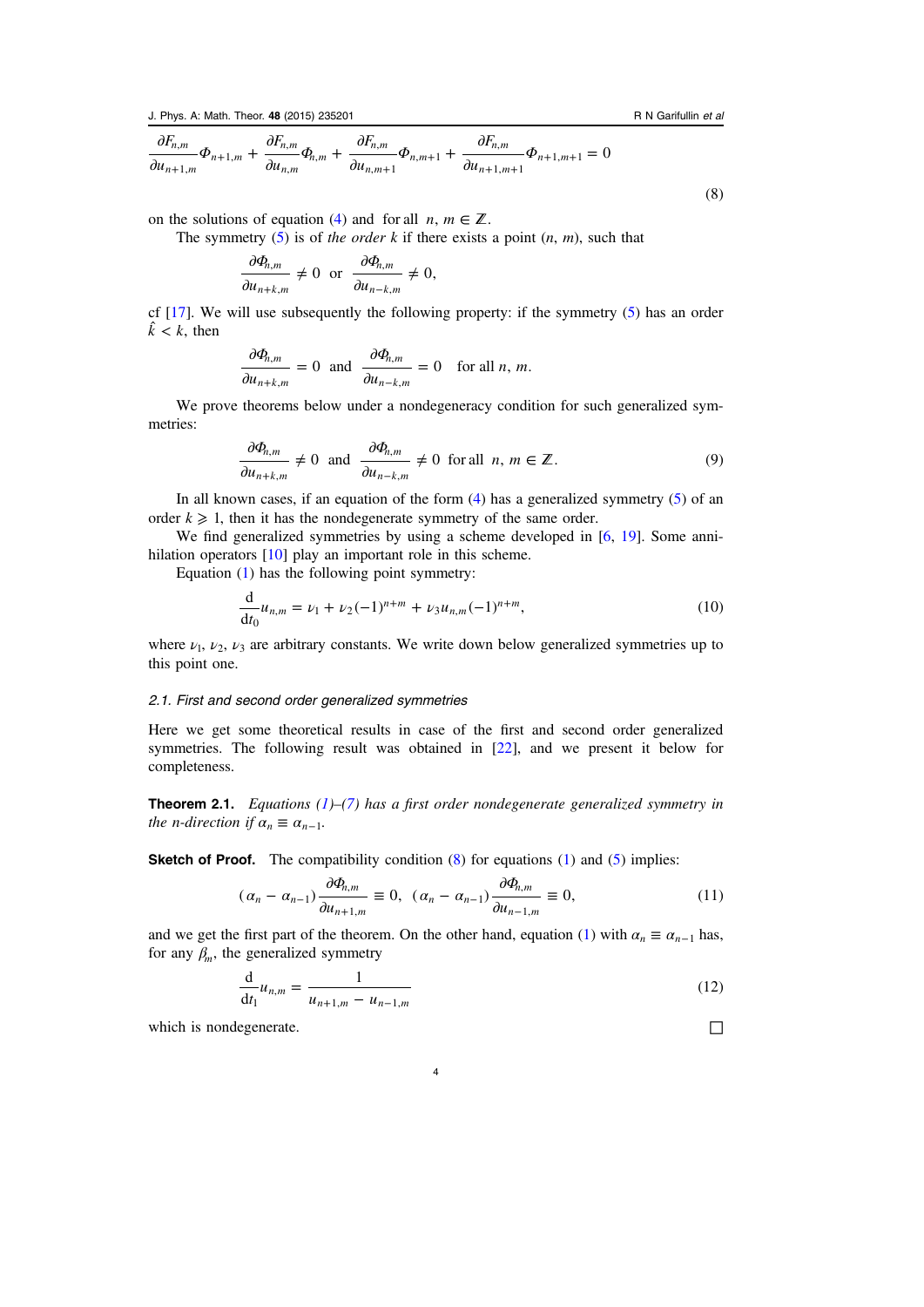$$\frac{\partial F_{n,m}}{\partial u_{n+1,m}}\Phi_{n+1,m} + \frac{\partial F_{n,m}}{\partial u_{n,m}}\Phi_{n,m} + \frac{\partial F_{n,m}}{\partial u_{n,m+1}}\Phi_{n,m+1} + \frac{\partial F_{n,m}}{\partial u_{n+1,m+1}}\Phi_{n+1,m+1} = 0 \tag{8}$$

on the solutions of equation (4) and for all $n, m \in \mathbb{Z}$.

The symmetry (5) is of *the order* $k$ if there exists a point $(n, m)$, such that

$$\frac{\partial \Phi_{n,m}}{\partial u_{n+k,m}} \neq 0 \;\text{ or }\; \frac{\partial \Phi_{n,m}}{\partial u_{n-k,m}} \neq 0,$$

cf [17]. We will use subsequently the following property: if the symmetry (5) has an order $\hat{k} < k$, then

$$\frac{\partial \Phi_{n,m}}{\partial u_{n+k,m}} = 0 \;\text{ and }\; \frac{\partial \Phi_{n,m}}{\partial u_{n-k,m}} = 0 \quad \text{for all } n, m.$$

We prove theorems below under a nondegeneracy condition for such generalized symmetries:

$$\frac{\partial \Phi_{n,m}}{\partial u_{n+k,m}} \neq 0 \;\text{ and }\; \frac{\partial \Phi_{n,m}}{\partial u_{n-k,m}} \neq 0 \;\text{ for all }\; n, m \in \mathbb{Z}. \tag{9}$$

In all known cases, if an equation of the form (4) has a generalized symmetry (5) of an order $k \geqslant 1$, then it has the nondegenerate symmetry of the same order.

We find generalized symmetries by using a scheme developed in [6, 19]. Some annihilation operators [10] play an important role in this scheme.

Equation (1) has the following point symmetry:

$$\frac{\mathrm{d}}{\mathrm{d}t_0} u_{n,m} = \nu_1 + \nu_2 (-1)^{n+m} + \nu_3 u_{n,m} (-1)^{n+m}, \tag{10}$$

where $\nu_1$, $\nu_2$, $\nu_3$ are arbitrary constants. We write down below generalized symmetries up to this point one.

### 2.1. First and second order generalized symmetries

Here we get some theoretical results in case of the first and second order generalized symmetries. The following result was obtained in [22], and we present it below for completeness.

**Theorem 2.1.** *Equations (1)–(7) has a first order nondegenerate generalized symmetry in the n-direction if $\alpha_n \equiv \alpha_{n-1}$.*

**Sketch of Proof.** The compatibility condition (8) for equations (1) and (5) implies:

$$(\alpha_n - \alpha_{n-1}) \frac{\partial \Phi_{n,m}}{\partial u_{n+1,m}} \equiv 0, \;\; (\alpha_n - \alpha_{n-1}) \frac{\partial \Phi_{n,m}}{\partial u_{n-1,m}} \equiv 0, \tag{11}$$

and we get the first part of the theorem. On the other hand, equation (1) with $\alpha_n \equiv \alpha_{n-1}$ has, for any $\beta_m$, the generalized symmetry

$$\frac{\mathrm{d}}{\mathrm{d}t_1} u_{n,m} = \frac{1}{u_{n+1,m} - u_{n-1,m}} \tag{12}$$

which is nondegenerate. □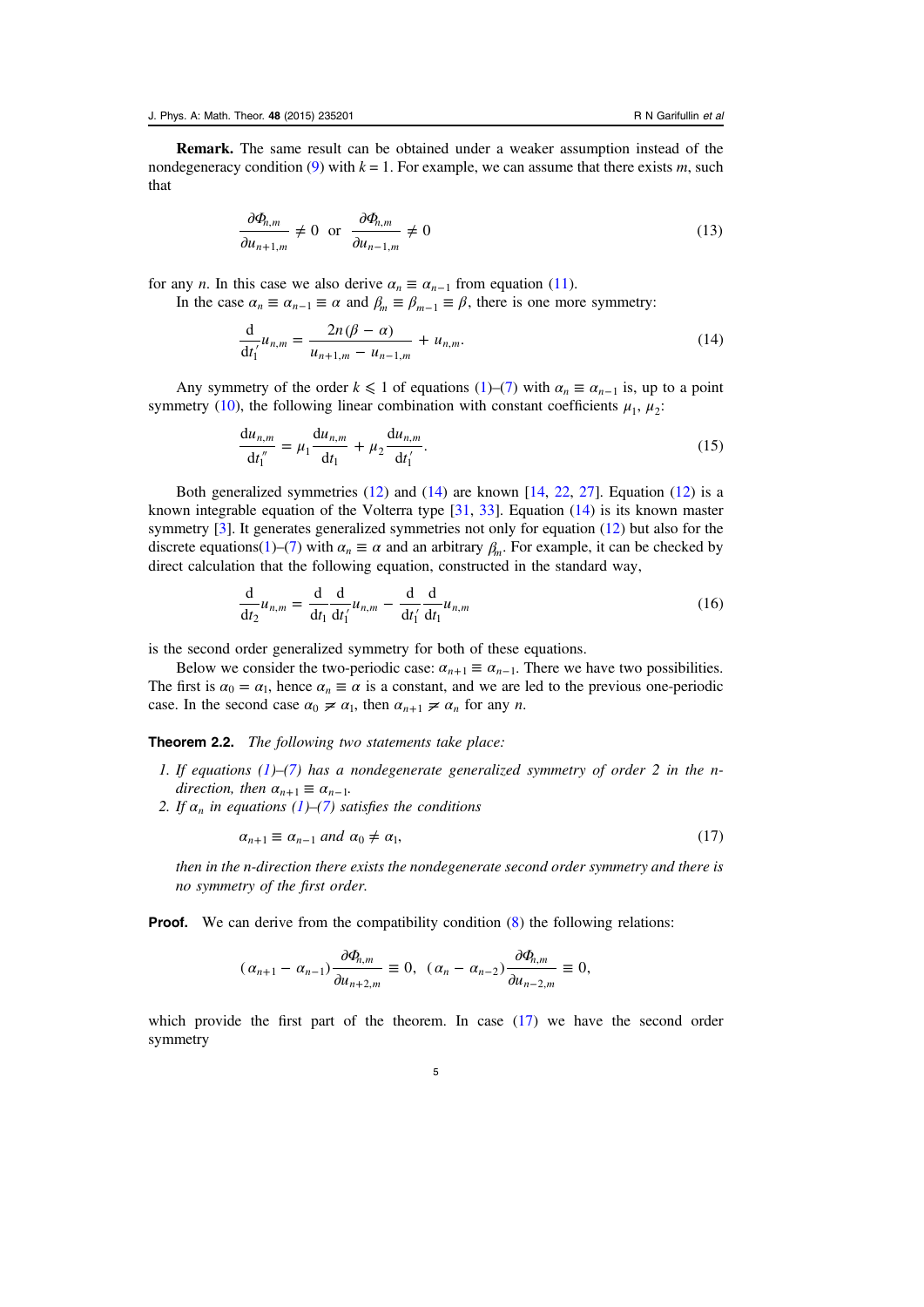**Remark.** The same result can be obtained under a weaker assumption instead of the nondegeneracy condition (9) with $k = 1$. For example, we can assume that there exists $m$, such that

$$\frac{\partial \Phi_{n,m}}{\partial u_{n+1,m}} \neq 0 \;\text{ or }\; \frac{\partial \Phi_{n,m}}{\partial u_{n-1,m}} \neq 0 \tag{13}$$

for any $n$. In this case we also derive $\alpha_n \equiv \alpha_{n-1}$ from equation (11).

In the case $\alpha_n \equiv \alpha_{n-1} \equiv \alpha$ and $\beta_m \equiv \beta_{m-1} \equiv \beta$, there is one more symmetry:

$$\frac{\mathrm{d}}{\mathrm{d}t_1'} u_{n,m} = \frac{2n(\beta - \alpha)}{u_{n+1,m} - u_{n-1,m}} + u_{n,m}. \tag{14}$$

Any symmetry of the order $k \leqslant 1$ of equations (1)–(7) with $\alpha_n \equiv \alpha_{n-1}$ is, up to a point symmetry (10), the following linear combination with constant coefficients $\mu_1$, $\mu_2$:

$$\frac{\mathrm{d}u_{n,m}}{\mathrm{d}t_1''} = \mu_1 \frac{\mathrm{d}u_{n,m}}{\mathrm{d}t_1} + \mu_2 \frac{\mathrm{d}u_{n,m}}{\mathrm{d}t_1'}. \tag{15}$$

Both generalized symmetries (12) and (14) are known [14, 22, 27]. Equation (12) is a known integrable equation of the Volterra type [31, 33]. Equation (14) is its known master symmetry [3]. It generates generalized symmetries not only for equation (12) but also for the discrete equations(1)–(7) with $\alpha_n \equiv \alpha$ and an arbitrary $\beta_m$. For example, it can be checked by direct calculation that the following equation, constructed in the standard way,

$$\frac{\mathrm{d}}{\mathrm{d}t_2} u_{n,m} = \frac{\mathrm{d}}{\mathrm{d}t_1}\frac{\mathrm{d}}{\mathrm{d}t_1'} u_{n,m} - \frac{\mathrm{d}}{\mathrm{d}t_1'}\frac{\mathrm{d}}{\mathrm{d}t_1} u_{n,m} \tag{16}$$

is the second order generalized symmetry for both of these equations.

Below we consider the two-periodic case: $\alpha_{n+1} \equiv \alpha_{n-1}$. There we have two possibilities. The first is $\alpha_0 = \alpha_1$, hence $\alpha_n \equiv \alpha$ is a constant, and we are led to the previous one-periodic case. In the second case $\alpha_0 \not\equiv \alpha_1$, then $\alpha_{n+1} \not\equiv \alpha_n$ for any $n$.

**Theorem 2.2.** *The following two statements take place:*

1. *If equations (1)–(7) has a nondegenerate generalized symmetry of order 2 in the n-direction, then $\alpha_{n+1} \equiv \alpha_{n-1}$.*
2. *If $\alpha_n$ in equations (1)–(7) satisfies the conditions*

$$\alpha_{n+1} \equiv \alpha_{n-1} \text{ and } \alpha_0 \neq \alpha_1, \tag{17}$$

*then in the n-direction there exists the nondegenerate second order symmetry and there is no symmetry of the first order.*

**Proof.** We can derive from the compatibility condition (8) the following relations:

$$(\alpha_{n+1} - \alpha_{n-1})\frac{\partial \Phi_{n,m}}{\partial u_{n+2,m}} \equiv 0, \;\; (\alpha_n - \alpha_{n-2})\frac{\partial \Phi_{n,m}}{\partial u_{n-2,m}} \equiv 0,$$

which provide the first part of the theorem. In case (17) we have the second order symmetry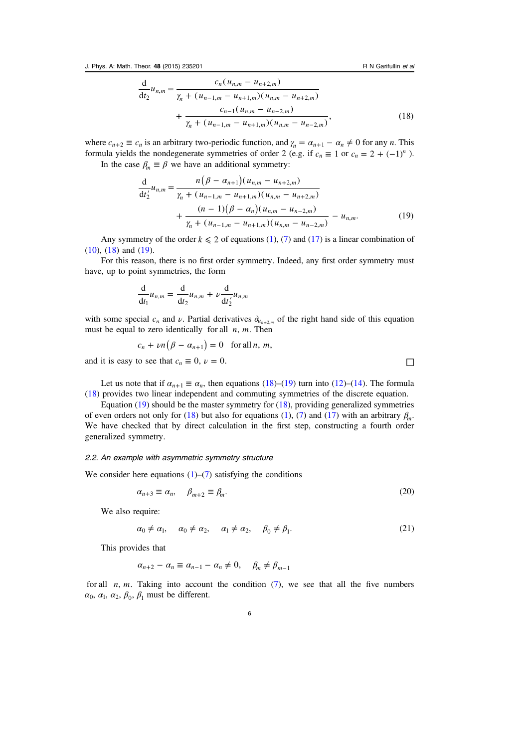$$\frac{\mathrm{d}}{\mathrm{d}t_2}u_{n,m} = \frac{c_n\left(u_{n,m} - u_{n+2,m}\right)}{\gamma_n + \left(u_{n-1,m} - u_{n+1,m}\right)\left(u_{n,m} - u_{n+2,m}\right)} + \frac{c_{n-1}\left(u_{n,m} - u_{n-2,m}\right)}{\gamma_n + \left(u_{n-1,m} - u_{n+1,m}\right)\left(u_{n,m} - u_{n-2,m}\right)}, \tag{18}$$

where $c_{n+2} \equiv c_n$ is an arbitrary two-periodic function, and $\gamma_n = \alpha_{n+1} - \alpha_n \neq 0$ for any $n$. This formula yields the nondegenerate symmetries of order 2 (e.g. if $c_n \equiv 1$ or $c_n = 2 + (-1)^n$ ).

In the case $\beta_m \equiv \beta$ we have an additional symmetry:

$$\frac{\mathrm{d}}{\mathrm{d}t_2'}u_{n,m} = \frac{n\left(\beta - \alpha_{n+1}\right)\left(u_{n,m} - u_{n+2,m}\right)}{\gamma_n + \left(u_{n-1,m} - u_{n+1,m}\right)\left(u_{n,m} - u_{n+2,m}\right)} + \frac{(n-1)\left(\beta - \alpha_n\right)\left(u_{n,m} - u_{n-2,m}\right)}{\gamma_n + \left(u_{n-1,m} - u_{n+1,m}\right)\left(u_{n,m} - u_{n-2,m}\right)} - u_{n,m}. \tag{19}$$

Any symmetry of the order $k \leqslant 2$ of equations (1), (7) and (17) is a linear combination of (10), (18) and (19).

For this reason, there is no first order symmetry. Indeed, any first order symmetry must have, up to point symmetries, the form

$$\frac{\mathrm{d}}{\mathrm{d}t_1}u_{n,m} = \frac{\mathrm{d}}{\mathrm{d}t_2}u_{n,m} + \nu\frac{\mathrm{d}}{\mathrm{d}t_2'}u_{n,m}$$

with some special $c_n$ and $\nu$. Partial derivatives $\partial_{u_{n\pm2,m}}$ of the right hand side of this equation must be equal to zero identically for all $n$, $m$. Then

$$c_n + \nu n\left(\beta - \alpha_{n+1}\right) = 0 \quad \text{for all } n,\ m,$$

and it is easy to see that $c_n \equiv 0$, $\nu = 0$. □

Let us note that if $\alpha_{n+1} \equiv \alpha_n$, then equations (18)–(19) turn into (12)–(14). The formula (18) provides two linear independent and commuting symmetries of the discrete equation.

Equation (19) should be the master symmetry for (18), providing generalized symmetries of even orders not only for (18) but also for equations (1), (7) and (17) with an arbitrary $\beta_m$. We have checked that by direct calculation in the first step, constructing a fourth order generalized symmetry.

### 2.2. An example with asymmetric symmetry structure

We consider here equations (1)–(7) satisfying the conditions

$$\alpha_{n+3} \equiv \alpha_n, \quad \beta_{m+2} \equiv \beta_m. \tag{20}$$

We also require:

$$\alpha_0 \neq \alpha_1, \quad \alpha_0 \neq \alpha_2, \quad \alpha_1 \neq \alpha_2, \quad \beta_0 \neq \beta_1. \tag{21}$$

This provides that

$$\alpha_{n+2} - \alpha_n \equiv \alpha_{n-1} - \alpha_n \neq 0, \quad \beta_m \neq \beta_{m-1}$$

for all $n$, $m$. Taking into account the condition (7), we see that all the five numbers $\alpha_0$, $\alpha_1$, $\alpha_2$, $\beta_0$, $\beta_1$ must be different.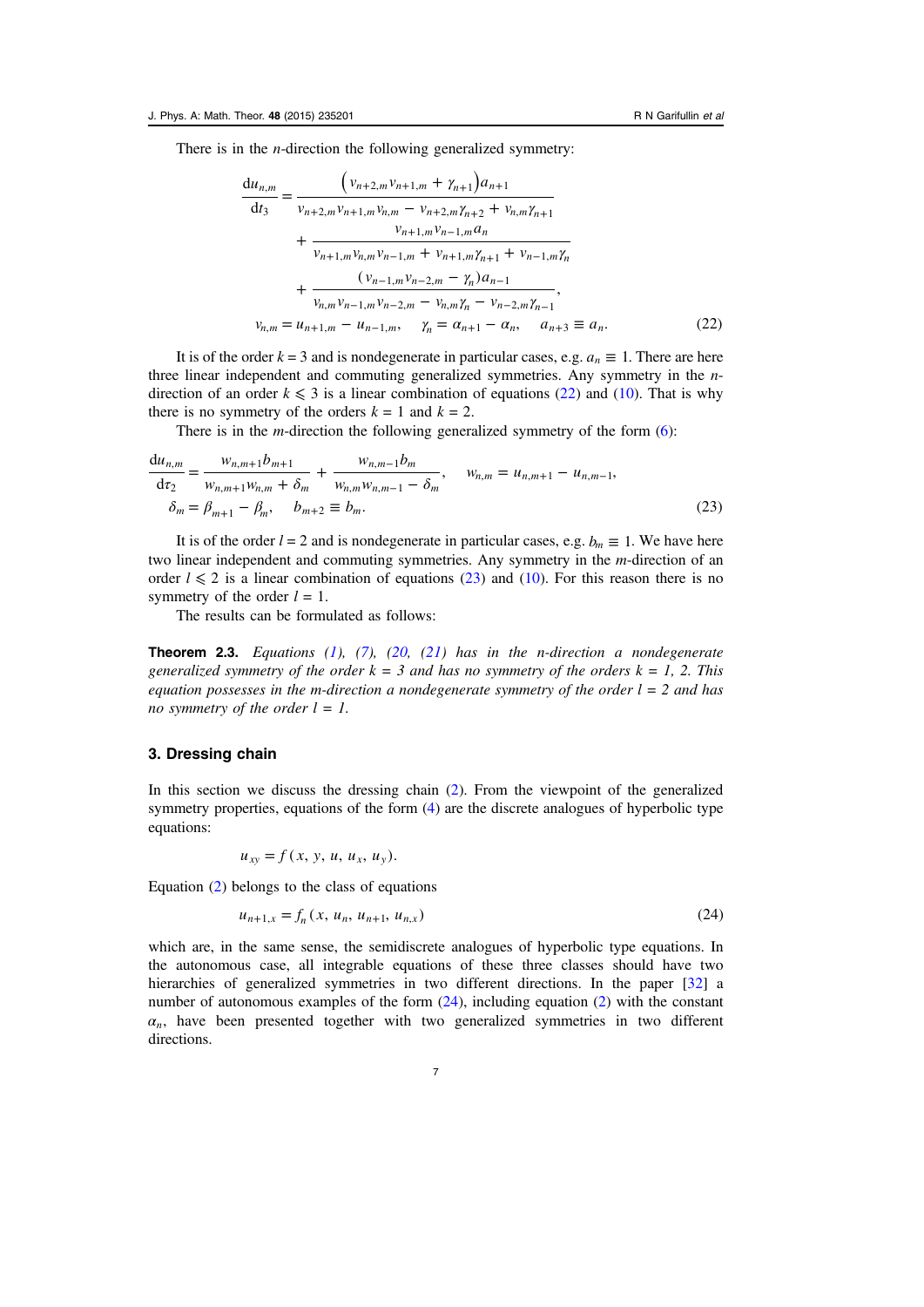There is in the $n$-direction the following generalized symmetry:

$$
\begin{aligned}
\frac{\mathrm{d}u_{n,m}}{\mathrm{d}t_3} = & \frac{\left(v_{n+2,m}v_{n+1,m} + \gamma_{n+1}\right)a_{n+1}}{v_{n+2,m}v_{n+1,m}v_{n,m} - v_{n+2,m}\gamma_{n+2} + v_{n,m}\gamma_{n+1}} \\
& + \frac{v_{n+1,m}v_{n-1,m}a_n}{v_{n+1,m}v_{n,m}v_{n-1,m} + v_{n+1,m}\gamma_{n+1} + v_{n-1,m}\gamma_n} \\
& + \frac{\left(v_{n-1,m}v_{n-2,m} - \gamma_n\right)a_{n-1}}{v_{n,m}v_{n-1,m}v_{n-2,m} - v_{n,m}\gamma_n - v_{n-2,m}\gamma_{n-1}}, \\
v_{n,m} = & \, u_{n+1,m} - u_{n-1,m}, \quad \gamma_n = \alpha_{n+1} - \alpha_n, \quad a_{n+3} \equiv a_n.
\end{aligned} \tag{22}
$$

It is of the order $k = 3$ and is nondegenerate in particular cases, e.g. $a_n \equiv 1$. There are here three linear independent and commuting generalized symmetries. Any symmetry in the $n$-direction of an order $k \leqslant 3$ is a linear combination of equations (22) and (10). That is why there is no symmetry of the orders $k = 1$ and $k = 2$.

There is in the $m$-direction the following generalized symmetry of the form (6):

$$
\begin{aligned}
&\frac{\mathrm{d}u_{n,m}}{\mathrm{d}\tau_2} = \frac{w_{n,m+1}b_{m+1}}{w_{n,m+1}w_{n,m} + \delta_m} + \frac{w_{n,m-1}b_m}{w_{n,m}w_{n,m-1} - \delta_m}, \quad w_{n,m} = u_{n,m+1} - u_{n,m-1}, \\
&\delta_m = \beta_{m+1} - \beta_m, \quad b_{m+2} \equiv b_m.
\end{aligned} \tag{23}
$$

It is of the order $l = 2$ and is nondegenerate in particular cases, e.g. $b_m \equiv 1$. We have here two linear independent and commuting symmetries. Any symmetry in the $m$-direction of an order $l \leqslant 2$ is a linear combination of equations (23) and (10). For this reason there is no symmetry of the order $l = 1$.

The results can be formulated as follows:

**Theorem 2.3.** *Equations (1), (7), (20, (21) has in the n-direction a nondegenerate generalized symmetry of the order $k = 3$ and has no symmetry of the orders $k = 1, 2$. This equation possesses in the m-direction a nondegenerate symmetry of the order $l = 2$ and has no symmetry of the order $l = 1$.*

## 3. Dressing chain

In this section we discuss the dressing chain (2). From the viewpoint of the generalized symmetry properties, equations of the form (4) are the discrete analogues of hyperbolic type equations:

$$u_{xy} = f\left(x, y, u, u_x, u_y\right).$$

Equation (2) belongs to the class of equations

$$u_{n+1,x} = f_n\left(x, u_n, u_{n+1}, u_{n,x}\right) \tag{24}$$

which are, in the same sense, the semidiscrete analogues of hyperbolic type equations. In the autonomous case, all integrable equations of these three classes should have two hierarchies of generalized symmetries in two different directions. In the paper [32] a number of autonomous examples of the form (24), including equation (2) with the constant $\alpha_n$, have been presented together with two generalized symmetries in two different directions.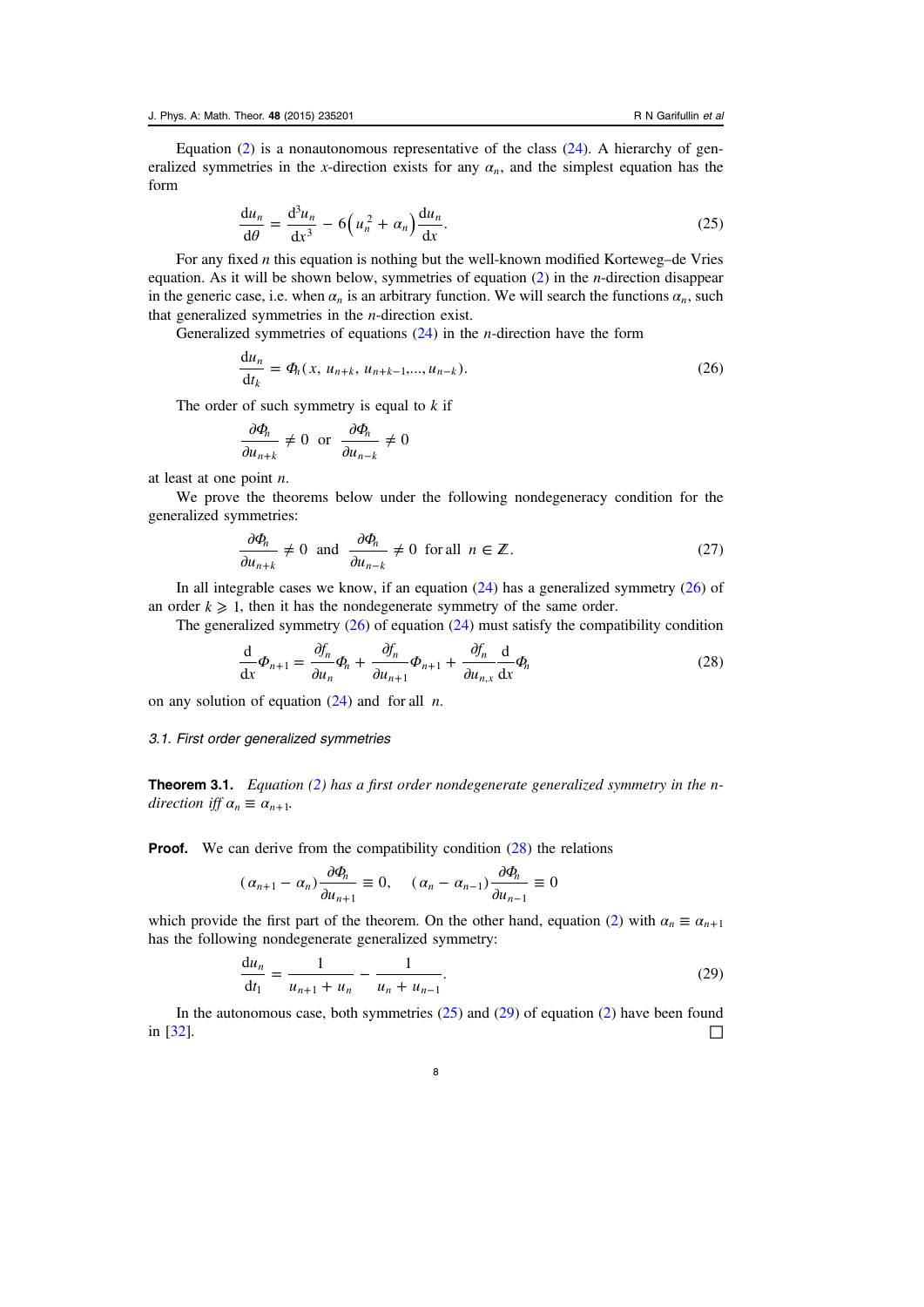Equation (2) is a nonautonomous representative of the class (24). A hierarchy of generalized symmetries in the $x$-direction exists for any $\alpha_n$, and the simplest equation has the form

$$\frac{\mathrm{d}u_n}{\mathrm{d}\theta} = \frac{\mathrm{d}^3 u_n}{\mathrm{d}x^3} - 6\left(u_n^2 + \alpha_n\right)\frac{\mathrm{d}u_n}{\mathrm{d}x}. \tag{25}$$

For any fixed $n$ this equation is nothing but the well-known modified Korteweg–de Vries equation. As it will be shown below, symmetries of equation (2) in the $n$-direction disappear in the generic case, i.e. when $\alpha_n$ is an arbitrary function. We will search the functions $\alpha_n$, such that generalized symmetries in the $n$-direction exist.

Generalized symmetries of equations (24) in the $n$-direction have the form

$$\frac{\mathrm{d}u_n}{\mathrm{d}t_k} = \Phi_n(x, u_{n+k}, u_{n+k-1}, \ldots, u_{n-k}). \tag{26}$$

The order of such symmetry is equal to $k$ if

$$\frac{\partial \Phi_n}{\partial u_{n+k}} \neq 0 \quad \text{or} \quad \frac{\partial \Phi_n}{\partial u_{n-k}} \neq 0$$

at least at one point $n$.

We prove the theorems below under the following nondegeneracy condition for the generalized symmetries:

$$\frac{\partial \Phi_n}{\partial u_{n+k}} \neq 0 \quad \text{and} \quad \frac{\partial \Phi_n}{\partial u_{n-k}} \neq 0 \quad \text{for all} \quad n \in \mathbb{Z}. \tag{27}$$

In all integrable cases we know, if an equation (24) has a generalized symmetry (26) of an order $k \geqslant 1$, then it has the nondegenerate symmetry of the same order.

The generalized symmetry (26) of equation (24) must satisfy the compatibility condition

$$\frac{\mathrm{d}}{\mathrm{d}x}\Phi_{n+1} = \frac{\partial f_n}{\partial u_n}\Phi_n + \frac{\partial f_n}{\partial u_{n+1}}\Phi_{n+1} + \frac{\partial f_n}{\partial u_{n,x}}\frac{\mathrm{d}}{\mathrm{d}x}\Phi_n \tag{28}$$

on any solution of equation (24) and for all $n$.

### 3.1. First order generalized symmetries

**Theorem 3.1.** *Equation (2) has a first order nondegenerate generalized symmetry in the $n$-direction iff $\alpha_n \equiv \alpha_{n+1}$.*

**Proof.** We can derive from the compatibility condition (28) the relations

$$(\alpha_{n+1} - \alpha_n)\frac{\partial \Phi_n}{\partial u_{n+1}} \equiv 0, \quad (\alpha_n - \alpha_{n-1})\frac{\partial \Phi_n}{\partial u_{n-1}} \equiv 0$$

which provide the first part of the theorem. On the other hand, equation (2) with $\alpha_n \equiv \alpha_{n+1}$ has the following nondegenerate generalized symmetry:

$$\frac{\mathrm{d}u_n}{\mathrm{d}t_1} = \frac{1}{u_{n+1} + u_n} - \frac{1}{u_n + u_{n-1}}. \tag{29}$$

In the autonomous case, both symmetries (25) and (29) of equation (2) have been found in [32]. □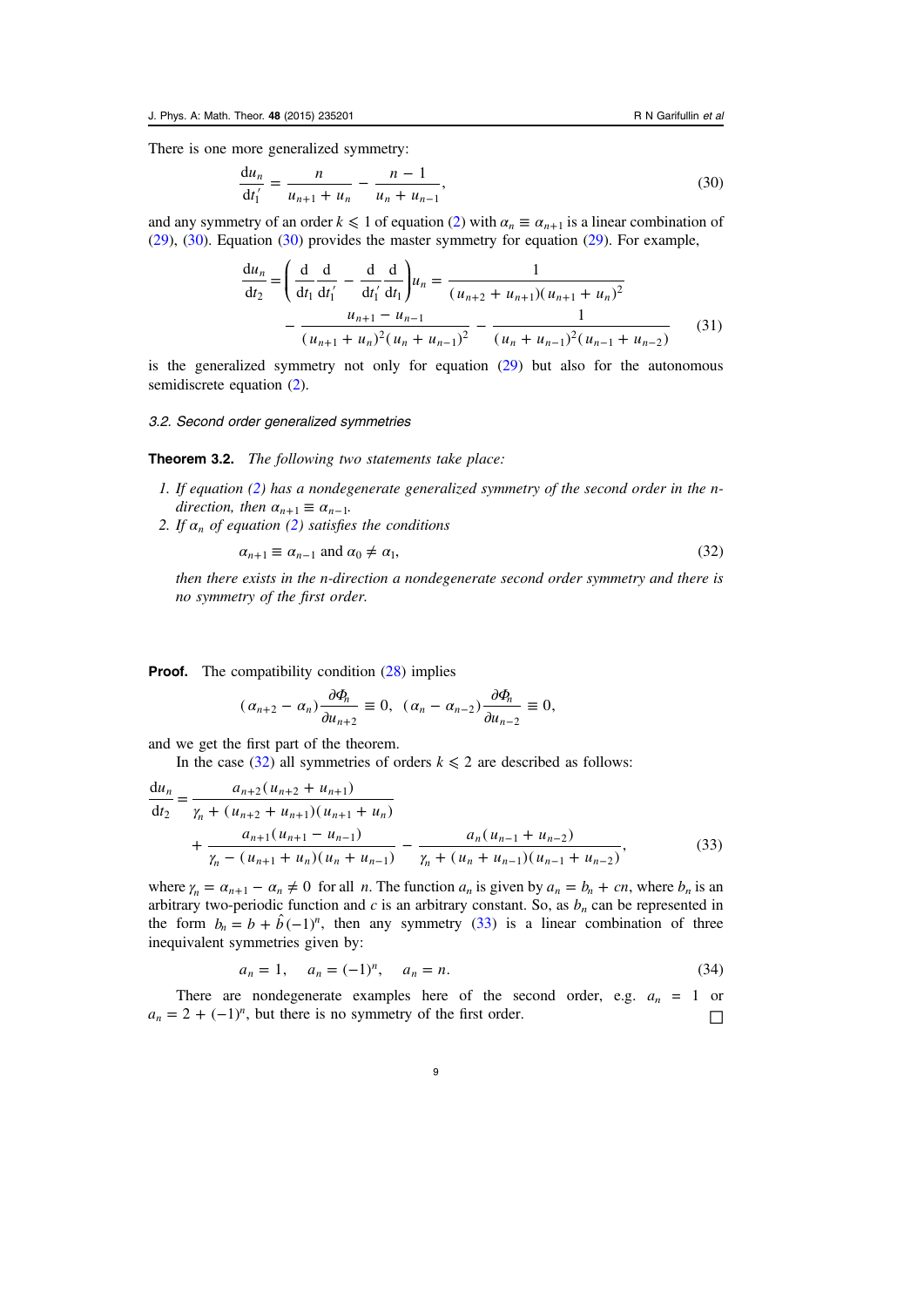There is one more generalized symmetry:

$$\frac{\mathrm{d}u_n}{\mathrm{d}t_1'} = \frac{n}{u_{n+1} + u_n} - \frac{n-1}{u_n + u_{n-1}}, \tag{30}$$

and any symmetry of an order $k \leqslant 1$ of equation (2) with $\alpha_n \equiv \alpha_{n+1}$ is a linear combination of (29), (30). Equation (30) provides the master symmetry for equation (29). For example,

$$\begin{aligned}\frac{\mathrm{d}u_n}{\mathrm{d}t_2} = \left(\frac{\mathrm{d}}{\mathrm{d}t_1}\frac{\mathrm{d}}{\mathrm{d}t_1'} - \frac{\mathrm{d}}{\mathrm{d}t_1'}\frac{\mathrm{d}}{\mathrm{d}t_1}\right)u_n = \frac{1}{(u_{n+2} + u_{n+1})(u_{n+1} + u_n)^2} \\ - \frac{u_{n+1} - u_{n-1}}{(u_{n+1} + u_n)^2(u_n + u_{n-1})^2} - \frac{1}{(u_n + u_{n-1})^2(u_{n-1} + u_{n-2})}\end{aligned} \tag{31}$$

is the generalized symmetry not only for equation (29) but also for the autonomous semidiscrete equation (2).

### 3.2. Second order generalized symmetries

**Theorem 3.2.** *The following two statements take place:*

1. *If equation (2) has a nondegenerate generalized symmetry of the second order in the n-direction, then $\alpha_{n+1} \equiv \alpha_{n-1}$.*
2. *If $\alpha_n$ of equation (2) satisfies the conditions*

$$\alpha_{n+1} \equiv \alpha_{n-1} \text{ and } \alpha_0 \neq \alpha_1, \tag{32}$$

*then there exists in the n-direction a nondegenerate second order symmetry and there is no symmetry of the first order.*

**Proof.** The compatibility condition (28) implies

$$(\alpha_{n+2} - \alpha_n)\frac{\partial \Phi_n}{\partial u_{n+2}} \equiv 0, \quad (\alpha_n - \alpha_{n-2})\frac{\partial \Phi_n}{\partial u_{n-2}} \equiv 0,$$

and we get the first part of the theorem.

In the case (32) all symmetries of orders $k \leqslant 2$ are described as follows:

$$\begin{aligned}\frac{\mathrm{d}u_n}{\mathrm{d}t_2} = \frac{a_{n+2}(u_{n+2} + u_{n+1})}{\gamma_n + (u_{n+2} + u_{n+1})(u_{n+1} + u_n)} \\ + \frac{a_{n+1}(u_{n+1} - u_{n-1})}{\gamma_n - (u_{n+1} + u_n)(u_n + u_{n-1})} - \frac{a_n(u_{n-1} + u_{n-2})}{\gamma_n + (u_n + u_{n-1})(u_{n-1} + u_{n-2})},\end{aligned} \tag{33}$$

where $\gamma_n = \alpha_{n+1} - \alpha_n \neq 0$ for all $n$. The function $a_n$ is given by $a_n = b_n + cn$, where $b_n$ is an arbitrary two-periodic function and $c$ is an arbitrary constant. So, as $b_n$ can be represented in the form $b_n = b + \hat{b}(-1)^n$, then any symmetry (33) is a linear combination of three inequivalent symmetries given by:

$$a_n = 1, \quad a_n = (-1)^n, \quad a_n = n. \tag{34}$$

There are nondegenerate examples here of the second order, e.g. $a_n = 1$ or $a_n = 2 + (-1)^n$, but there is no symmetry of the first order. □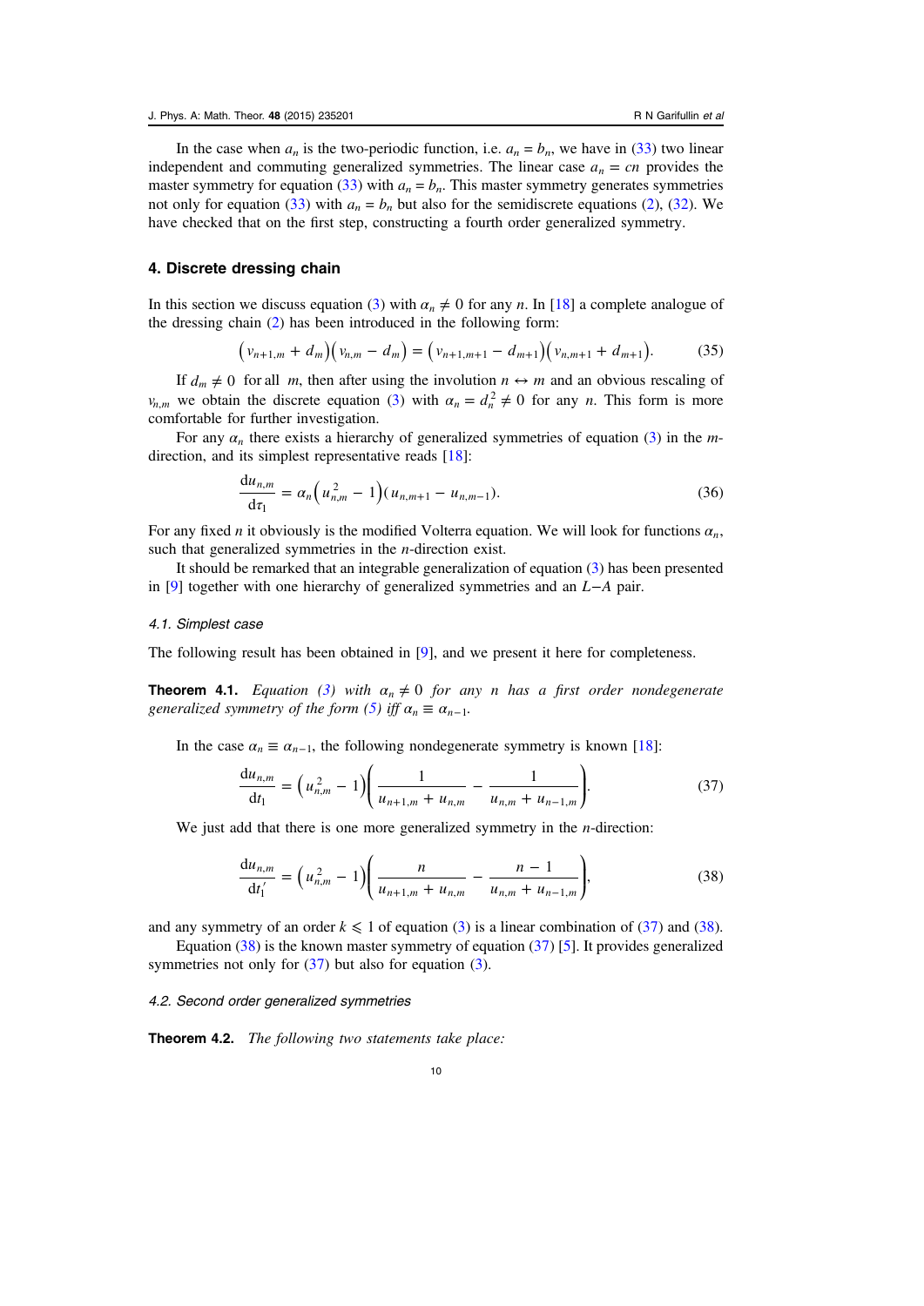In the case when $a_n$ is the two-periodic function, i.e. $a_n = b_n$, we have in (33) two linear independent and commuting generalized symmetries. The linear case $a_n = cn$ provides the master symmetry for equation (33) with $a_n = b_n$. This master symmetry generates symmetries not only for equation (33) with $a_n = b_n$ but also for the semidiscrete equations (2), (32). We have checked that on the first step, constructing a fourth order generalized symmetry.

## 4. Discrete dressing chain

In this section we discuss equation (3) with $\alpha_n \neq 0$ for any $n$. In [18] a complete analogue of the dressing chain (2) has been introduced in the following form:

$$\left(v_{n+1,m} + d_m\right)\left(v_{n,m} - d_m\right) = \left(v_{n+1,m+1} - d_{m+1}\right)\left(v_{n,m+1} + d_{m+1}\right). \tag{35}$$

If $d_m \neq 0$ for all $m$, then after using the involution $n \leftrightarrow m$ and an obvious rescaling of $v_{n,m}$ we obtain the discrete equation (3) with $\alpha_n = d_n^2 \neq 0$ for any $n$. This form is more comfortable for further investigation.

For any $\alpha_n$ there exists a hierarchy of generalized symmetries of equation (3) in the $m$-direction, and its simplest representative reads [18]:

$$\frac{\mathrm{d}u_{n,m}}{\mathrm{d}\tau_1} = \alpha_n\left(u_{n,m}^2 - 1\right)\left(u_{n,m+1} - u_{n,m-1}\right). \tag{36}$$

For any fixed $n$ it obviously is the modified Volterra equation. We will look for functions $\alpha_n$, such that generalized symmetries in the $n$-direction exist.

It should be remarked that an integrable generalization of equation (3) has been presented in [9] together with one hierarchy of generalized symmetries and an $L$–$A$ pair.

### 4.1. Simplest case

The following result has been obtained in [9], and we present it here for completeness.

**Theorem 4.1.** *Equation (3) with $\alpha_n \neq 0$ for any $n$ has a first order nondegenerate generalized symmetry of the form (5) iff $\alpha_n \equiv \alpha_{n-1}$.*

In the case $\alpha_n \equiv \alpha_{n-1}$, the following nondegenerate symmetry is known [18]:

$$\frac{\mathrm{d}u_{n,m}}{\mathrm{d}t_1} = \left(u_{n,m}^2 - 1\right)\left(\frac{1}{u_{n+1,m} + u_{n,m}} - \frac{1}{u_{n,m} + u_{n-1,m}}\right). \tag{37}$$

We just add that there is one more generalized symmetry in the $n$-direction:

$$\frac{\mathrm{d}u_{n,m}}{\mathrm{d}t_1'} = \left(u_{n,m}^2 - 1\right)\left(\frac{n}{u_{n+1,m} + u_{n,m}} - \frac{n-1}{u_{n,m} + u_{n-1,m}}\right), \tag{38}$$

and any symmetry of an order $k \leqslant 1$ of equation (3) is a linear combination of (37) and (38).

Equation (38) is the known master symmetry of equation (37) [5]. It provides generalized symmetries not only for (37) but also for equation (3).

### 4.2. Second order generalized symmetries

**Theorem 4.2.** *The following two statements take place:*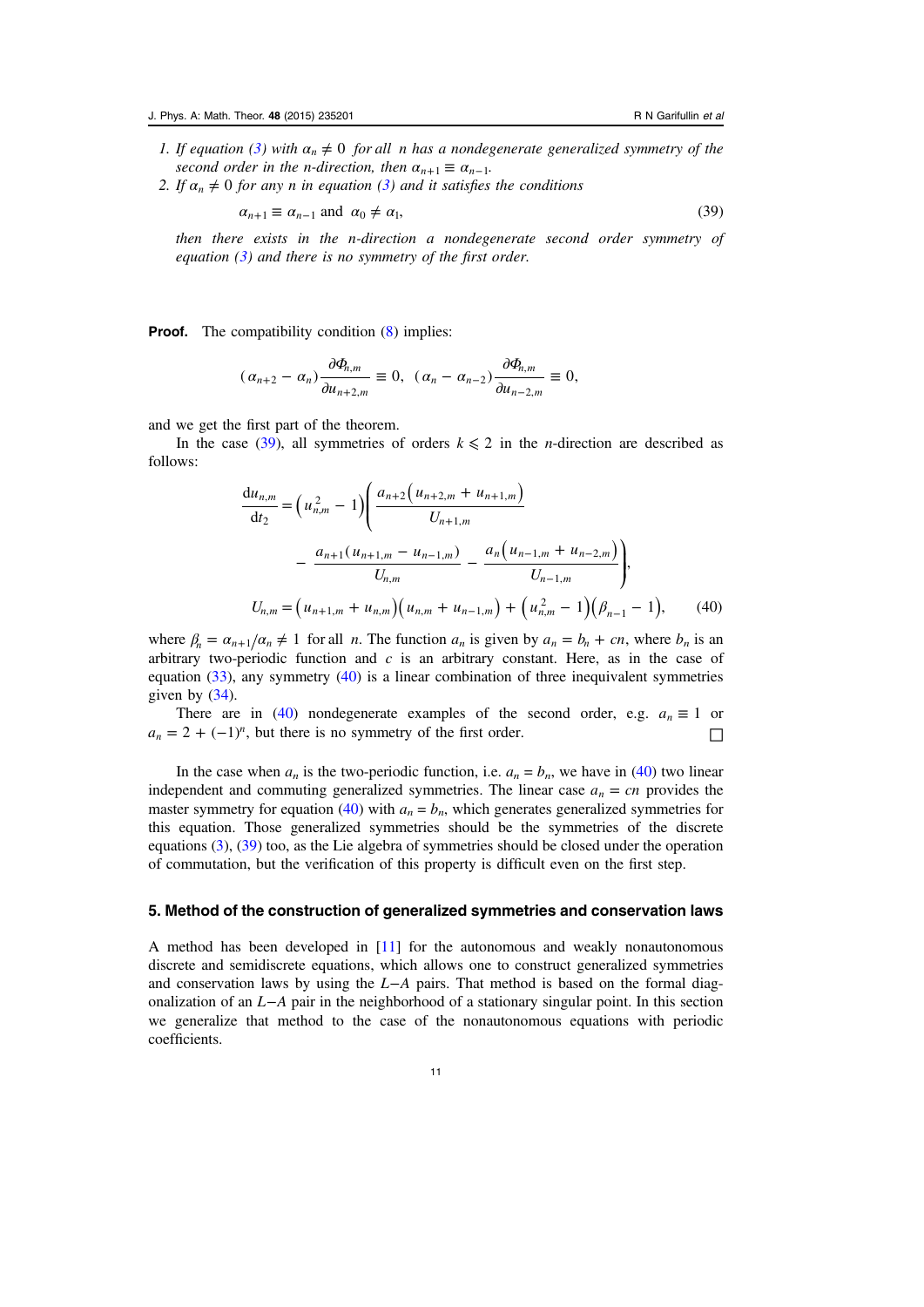1. *If equation (3) with $\alpha_n \neq 0$ for all $n$ has a nondegenerate generalized symmetry of the second order in the n-direction, then $\alpha_{n+1} \equiv \alpha_{n-1}$.*
2. *If $\alpha_n \neq 0$ for any $n$ in equation (3) and it satisfies the conditions*

$$\alpha_{n+1} \equiv \alpha_{n-1} \text{ and } \alpha_0 \neq \alpha_1, \tag{39}$$

*then there exists in the n-direction a nondegenerate second order symmetry of equation (3) and there is no symmetry of the first order.*

**Proof.** The compatibility condition (8) implies:

$$(\alpha_{n+2} - \alpha_n)\frac{\partial \Phi_{n,m}}{\partial u_{n+2,m}} \equiv 0, \quad (\alpha_n - \alpha_{n-2})\frac{\partial \Phi_{n,m}}{\partial u_{n-2,m}} \equiv 0,$$

and we get the first part of the theorem.

In the case (39), all symmetries of orders $k \leqslant 2$ in the $n$-direction are described as follows:

$$\begin{aligned}
\frac{\mathrm{d}u_{n,m}}{\mathrm{d}t_2} &= \left(u_{n,m}^2 - 1\right)\left(\frac{a_{n+2}\left(u_{n+2,m} + u_{n+1,m}\right)}{U_{n+1,m}}\right. \\
&\qquad \left. - \frac{a_{n+1}(u_{n+1,m} - u_{n-1,m})}{U_{n,m}} - \frac{a_n\left(u_{n-1,m} + u_{n-2,m}\right)}{U_{n-1,m}}\right), \\
U_{n,m} &= \left(u_{n+1,m} + u_{n,m}\right)\left(u_{n,m} + u_{n-1,m}\right) + \left(u_{n,m}^2 - 1\right)\left(\beta_{n-1} - 1\right),
\end{aligned} \tag{40}$$

where $\beta_n = \alpha_{n+1}/\alpha_n \neq 1$ for all $n$. The function $a_n$ is given by $a_n = b_n + cn$, where $b_n$ is an arbitrary two-periodic function and $c$ is an arbitrary constant. Here, as in the case of equation (33), any symmetry (40) is a linear combination of three inequivalent symmetries given by (34).

There are in (40) nondegenerate examples of the second order, e.g. $a_n \equiv 1$ or $a_n = 2 + (-1)^n$, but there is no symmetry of the first order. □

In the case when $a_n$ is the two-periodic function, i.e. $a_n = b_n$, we have in (40) two linear independent and commuting generalized symmetries. The linear case $a_n = cn$ provides the master symmetry for equation (40) with $a_n = b_n$, which generates generalized symmetries for this equation. Those generalized symmetries should be the symmetries of the discrete equations (3), (39) too, as the Lie algebra of symmetries should be closed under the operation of commutation, but the verification of this property is difficult even on the first step.

## 5. Method of the construction of generalized symmetries and conservation laws

A method has been developed in [11] for the autonomous and weakly nonautonomous discrete and semidiscrete equations, which allows one to construct generalized symmetries and conservation laws by using the $L$–$A$ pairs. That method is based on the formal diagonalization of an $L$–$A$ pair in the neighborhood of a stationary singular point. In this section we generalize that method to the case of the nonautonomous equations with periodic coefficients.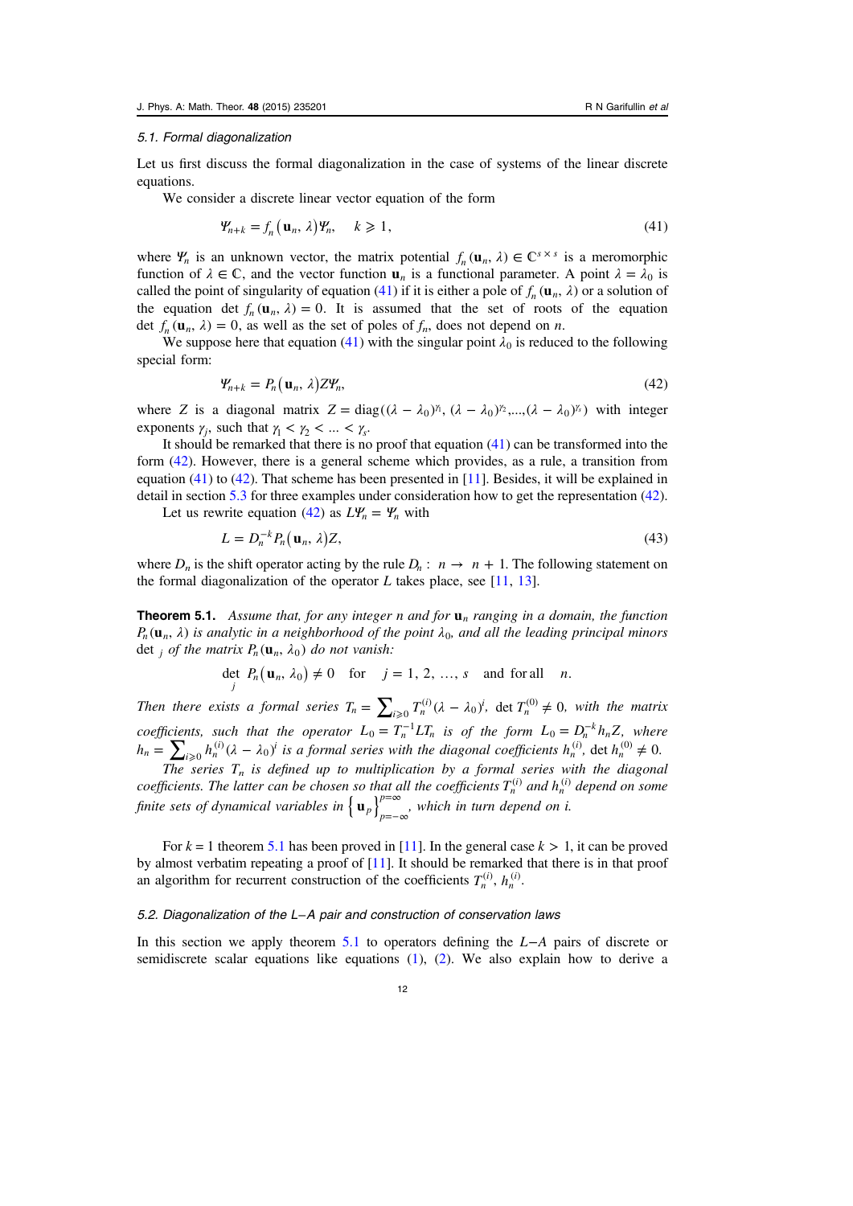### 5.1. Formal diagonalization

Let us first discuss the formal diagonalization in the case of systems of the linear discrete equations.

We consider a discrete linear vector equation of the form

$$\Psi_{n+k} = f_n(\mathbf{u}_n, \lambda)\Psi_n, \quad k \geqslant 1, \tag{41}$$

where $\Psi_n$ is an unknown vector, the matrix potential $f_n(\mathbf{u}_n, \lambda) \in \mathbb{C}^{s\times s}$ is a meromorphic function of $\lambda \in \mathbb{C}$, and the vector function $\mathbf{u}_n$ is a functional parameter. A point $\lambda = \lambda_0$ is called the point of singularity of equation (41) if it is either a pole of $f_n(\mathbf{u}_n, \lambda)$ or a solution of the equation $\det f_n(\mathbf{u}_n, \lambda) = 0$. It is assumed that the set of roots of the equation $\det f_n(\mathbf{u}_n, \lambda) = 0$, as well as the set of poles of $f_n$, does not depend on $n$.

We suppose here that equation (41) with the singular point $\lambda_0$ is reduced to the following special form:

$$\Psi_{n+k} = P_n(\mathbf{u}_n, \lambda)Z\Psi_n, \tag{42}$$

where $Z$ is a diagonal matrix $Z = \mathrm{diag}((\lambda - \lambda_0)^{\gamma_1}, (\lambda - \lambda_0)^{\gamma_2}, \ldots, (\lambda - \lambda_0)^{\gamma_s})$ with integer exponents $\gamma_j$, such that $\gamma_1 < \gamma_2 < \ldots < \gamma_s$.

It should be remarked that there is no proof that equation (41) can be transformed into the form (42). However, there is a general scheme which provides, as a rule, a transition from equation (41) to (42). That scheme has been presented in [11]. Besides, it will be explained in detail in section 5.3 for three examples under consideration how to get the representation (42).

Let us rewrite equation (42) as $L\Psi_n = \Psi_n$ with

$$L = D_n^{-k}P_n(\mathbf{u}_n, \lambda)Z, \tag{43}$$

where $D_n$ is the shift operator acting by the rule $D_n: \ n \to \ n + 1$. The following statement on the formal diagonalization of the operator $L$ takes place, see [11, 13].

**Theorem 5.1.** *Assume that, for any integer $n$ and for $\mathbf{u}_n$ ranging in a domain, the function $P_n(\mathbf{u}_n, \lambda)$ is analytic in a neighborhood of the point $\lambda_0$, and all the leading principal minors $\det_j$ of the matrix $P_n(\mathbf{u}_n, \lambda_0)$ do not vanish:*

$$\det_j \ P_n(\mathbf{u}_n, \lambda_0) \neq 0 \quad \text{for} \quad j = 1, 2, \ldots, s \quad \text{and for all} \quad n.$$

*Then there exists a formal series $T_n = \sum_{i\geqslant 0} T_n^{(i)}(\lambda - \lambda_0)^i$, $\det T_n^{(0)} \neq 0$, with the matrix coefficients, such that the operator $L_0 = T_n^{-1}LT_n$ is of the form $L_0 = D_n^{-k}h_nZ$, where $h_n = \sum_{i\geqslant 0} h_n^{(i)}(\lambda - \lambda_0)^i$ is a formal series with the diagonal coefficients $h_n^{(i)}$, $\det h_n^{(0)} \neq 0$.*

*The series $T_n$ is defined up to multiplication by a formal series with the diagonal coefficients. The latter can be chosen so that all the coefficients $T_n^{(i)}$ and $h_n^{(i)}$ depend on some finite sets of dynamical variables in $\{\mathbf{u}_p\}_{p=-\infty}^{p=\infty}$, which in turn depend on $i$.*

For $k = 1$ theorem 5.1 has been proved in [11]. In the general case $k > 1$, it can be proved by almost verbatim repeating a proof of [11]. It should be remarked that there is in that proof an algorithm for recurrent construction of the coefficients $T_n^{(i)}$, $h_n^{(i)}$.

### 5.2. Diagonalization of the L–A pair and construction of conservation laws

In this section we apply theorem 5.1 to operators defining the $L$–$A$ pairs of discrete or semidiscrete scalar equations like equations (1), (2). We also explain how to derive a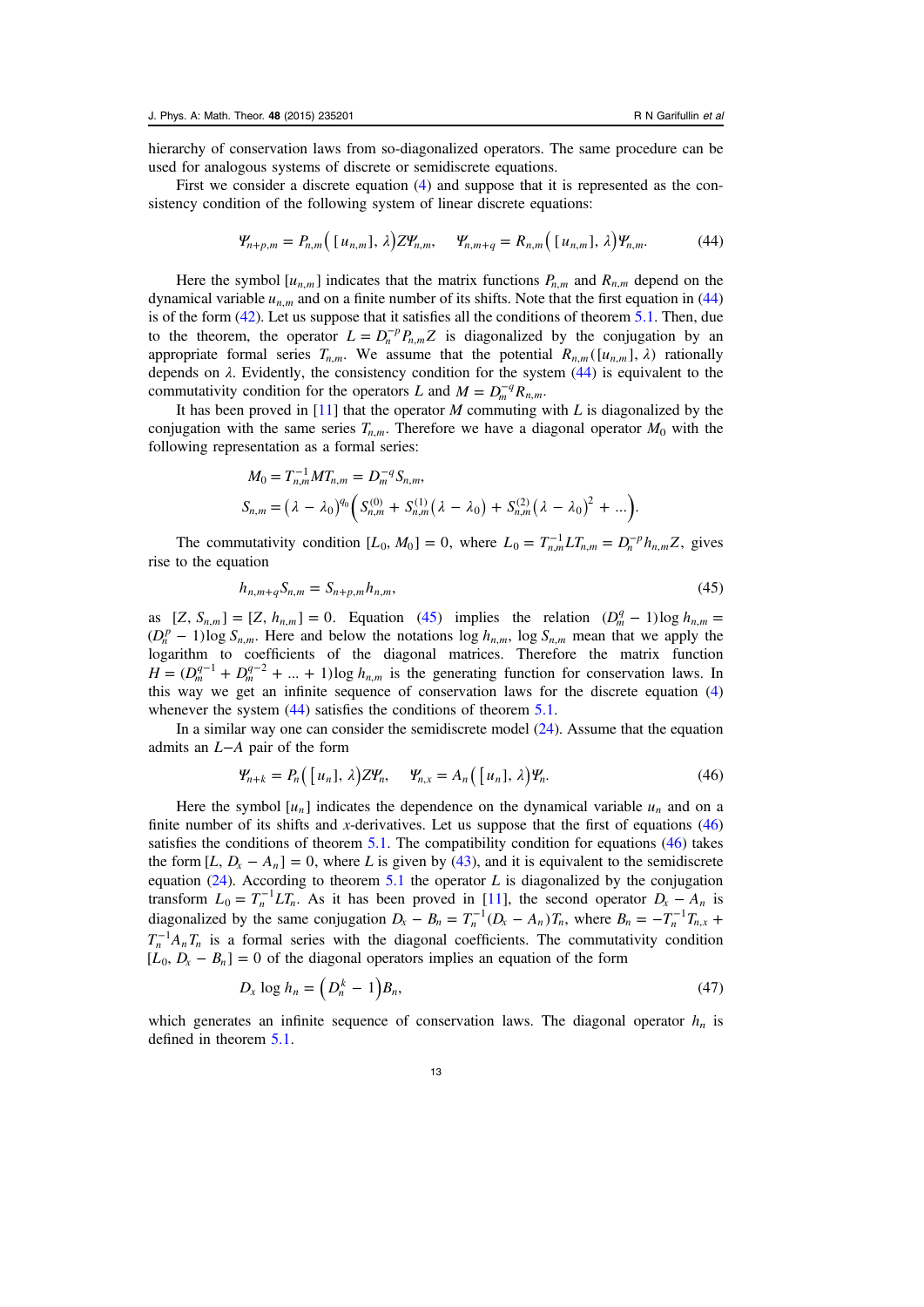hierarchy of conservation laws from so-diagonalized operators. The same procedure can be used for analogous systems of discrete or semidiscrete equations.

First we consider a discrete equation (4) and suppose that it is represented as the consistency condition of the following system of linear discrete equations:

$$\Psi_{n+p,m} = P_{n,m}\big([u_{n,m}], \lambda\big) Z \Psi_{n,m}, \quad \Psi_{n,m+q} = R_{n,m}\big([u_{n,m}], \lambda\big) \Psi_{n,m}. \tag{44}$$

Here the symbol $[u_{n,m}]$ indicates that the matrix functions $P_{n,m}$ and $R_{n,m}$ depend on the dynamical variable $u_{n,m}$ and on a finite number of its shifts. Note that the first equation in (44) is of the form (42). Let us suppose that it satisfies all the conditions of theorem 5.1. Then, due to the theorem, the operator $L = D_n^{-p} P_{n,m} Z$ is diagonalized by the conjugation by an appropriate formal series $T_{n,m}$. We assume that the potential $R_{n,m}([u_{n,m}], \lambda)$ rationally depends on $\lambda$. Evidently, the consistency condition for the system (44) is equivalent to the commutativity condition for the operators $L$ and $M = D_m^{-q} R_{n,m}$.

It has been proved in [11] that the operator $M$ commuting with $L$ is diagonalized by the conjugation with the same series $T_{n,m}$. Therefore we have a diagonal operator $M_0$ with the following representation as a formal series:

$$M_0 = T_{n,m}^{-1} M T_{n,m} = D_m^{-q} S_{n,m},$$
$$S_{n,m} = (\lambda - \lambda_0)^{q_0} \Big( S_{n,m}^{(0)} + S_{n,m}^{(1)} (\lambda - \lambda_0) + S_{n,m}^{(2)} (\lambda - \lambda_0)^2 + \ldots \Big).$$

The commutativity condition $[L_0, M_0] = 0$, where $L_0 = T_{n,m}^{-1} L T_{n,m} = D_n^{-p} h_{n,m} Z$, gives rise to the equation

$$h_{n,m+q} S_{n,m} = S_{n+p,m} h_{n,m}, \tag{45}$$

as $[Z, S_{n,m}] = [Z, h_{n,m}] = 0$. Equation (45) implies the relation $(D_m^q - 1)\log h_{n,m} = (D_n^p - 1)\log S_{n,m}$. Here and below the notations $\log h_{n,m}$, $\log S_{n,m}$ mean that we apply the logarithm to coefficients of the diagonal matrices. Therefore the matrix function $H = (D_m^{q-1} + D_m^{q-2} + \ldots + 1)\log h_{n,m}$ is the generating function for conservation laws. In this way we get an infinite sequence of conservation laws for the discrete equation (4) whenever the system (44) satisfies the conditions of theorem 5.1.

In a similar way one can consider the semidiscrete model (24). Assume that the equation admits an $L$–$A$ pair of the form

$$\Psi_{n+k} = P_n\big([u_n], \lambda\big) Z \Psi_n, \quad \Psi_{n,x} = A_n\big([u_n], \lambda\big) \Psi_n. \tag{46}$$

Here the symbol $[u_n]$ indicates the dependence on the dynamical variable $u_n$ and on a finite number of its shifts and $x$-derivatives. Let us suppose that the first of equations (46) satisfies the conditions of theorem 5.1. The compatibility condition for equations (46) takes the form $[L, D_x - A_n] = 0$, where $L$ is given by (43), and it is equivalent to the semidiscrete equation (24). According to theorem 5.1 the operator $L$ is diagonalized by the conjugation transform $L_0 = T_n^{-1} L T_n$. As it has been proved in [11], the second operator $D_x - A_n$ is diagonalized by the same conjugation $D_x - B_n = T_n^{-1}(D_x - A_n)T_n$, where $B_n = -T_n^{-1} T_{n,x} + T_n^{-1} A_n T_n$ is a formal series with the diagonal coefficients. The commutativity condition $[L_0, D_x - B_n] = 0$ of the diagonal operators implies an equation of the form

$$D_x \log h_n = \big(D_n^k - 1\big) B_n, \tag{47}$$

which generates an infinite sequence of conservation laws. The diagonal operator $h_n$ is defined in theorem 5.1.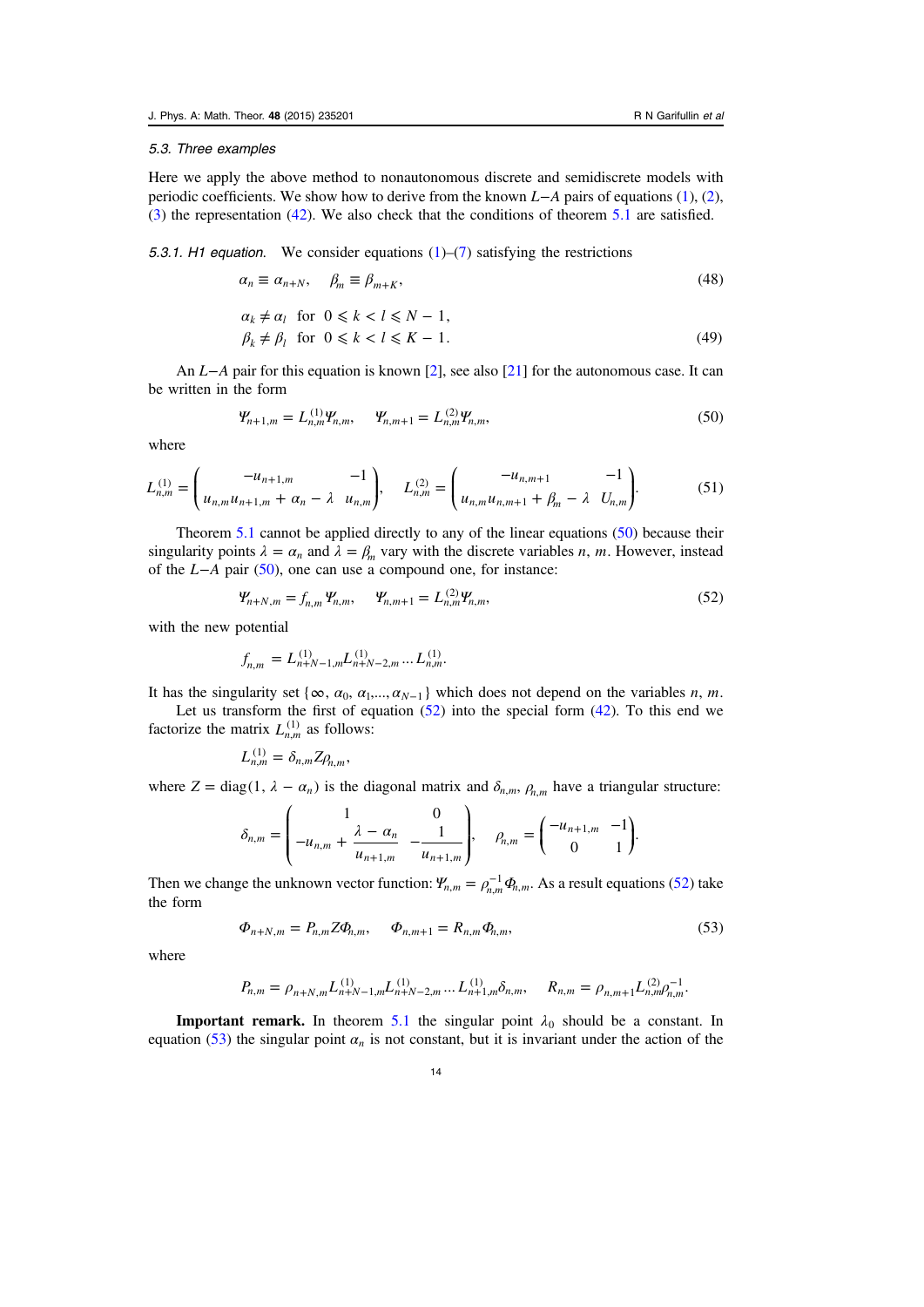### 5.3. Three examples

Here we apply the above method to nonautonomous discrete and semidiscrete models with periodic coefficients. We show how to derive from the known $L-A$ pairs of equations (1), (2), (3) the representation (42). We also check that the conditions of theorem 5.1 are satisfied.

*5.3.1. H1 equation.* We consider equations (1)–(7) satisfying the restrictions

$$\alpha_n \equiv \alpha_{n+N}, \quad \beta_m \equiv \beta_{m+K}, \tag{48}$$

$$\begin{aligned} &\alpha_k \neq \alpha_l \quad \text{for} \quad 0 \leqslant k < l \leqslant N-1, \\ &\beta_k \neq \beta_l \quad \text{for} \quad 0 \leqslant k < l \leqslant K-1. \end{aligned} \tag{49}$$

An $L-A$ pair for this equation is known [2], see also [21] for the autonomous case. It can be written in the form

$$\Psi_{n+1,m} = L^{(1)}_{n,m}\Psi_{n,m}, \quad \Psi_{n,m+1} = L^{(2)}_{n,m}\Psi_{n,m}, \tag{50}$$

where

$$L^{(1)}_{n,m} = \begin{pmatrix} -u_{n+1,m} & -1 \\ u_{n,m}u_{n+1,m} + \alpha_n - \lambda & u_{n,m} \end{pmatrix}, \quad L^{(2)}_{n,m} = \begin{pmatrix} -u_{n,m+1} & -1 \\ u_{n,m}u_{n,m+1} + \beta_m - \lambda & U_{n,m} \end{pmatrix}. \tag{51}$$

Theorem 5.1 cannot be applied directly to any of the linear equations (50) because their singularity points $\lambda = \alpha_n$ and $\lambda = \beta_m$ vary with the discrete variables $n$, $m$. However, instead of the $L-A$ pair (50), one can use a compound one, for instance:

$$\Psi_{n+N,m} = f_{n,m}\,\Psi_{n,m}, \quad \Psi_{n,m+1} = L^{(2)}_{n,m}\Psi_{n,m}, \tag{52}$$

with the new potential

$$f_{n,m} = L^{(1)}_{n+N-1,m}L^{(1)}_{n+N-2,m}\ldots L^{(1)}_{n,m}.$$

It has the singularity set $\{\infty, \alpha_0, \alpha_1, \ldots, \alpha_{N-1}\}$ which does not depend on the variables $n$, $m$.

Let us transform the first of equation (52) into the special form (42). To this end we factorize the matrix $L^{(1)}_{n,m}$ as follows:

$$L^{(1)}_{n,m} = \delta_{n,m} Z \rho_{n,m},$$

where $Z = \operatorname{diag}(1, \lambda - \alpha_n)$ is the diagonal matrix and $\delta_{n,m}$, $\rho_{n,m}$ have a triangular structure:

$$\delta_{n,m} = \begin{pmatrix} 1 & 0 \\ -u_{n,m} + \dfrac{\lambda - \alpha_n}{u_{n+1,m}} & -\dfrac{1}{u_{n+1,m}} \end{pmatrix}, \quad \rho_{n,m} = \begin{pmatrix} -u_{n+1,m} & -1 \\ 0 & 1 \end{pmatrix}.$$

Then we change the unknown vector function: $\Psi_{n,m} = \rho^{-1}_{n,m}\Phi_{n,m}$. As a result equations (52) take the form

$$\Phi_{n+N,m} = P_{n,m} Z \Phi_{n,m}, \quad \Phi_{n,m+1} = R_{n,m}\Phi_{n,m}, \tag{53}$$

where

$$P_{n,m} = \rho_{n+N,m}L^{(1)}_{n+N-1,m}L^{(1)}_{n+N-2,m}\ldots L^{(1)}_{n+1,m}\delta_{n,m}, \quad R_{n,m} = \rho_{n,m+1}L^{(2)}_{n,m}\rho^{-1}_{n,m}.$$

**Important remark.** In theorem 5.1 the singular point $\lambda_0$ should be a constant. In equation (53) the singular point $\alpha_n$ is not constant, but it is invariant under the action of the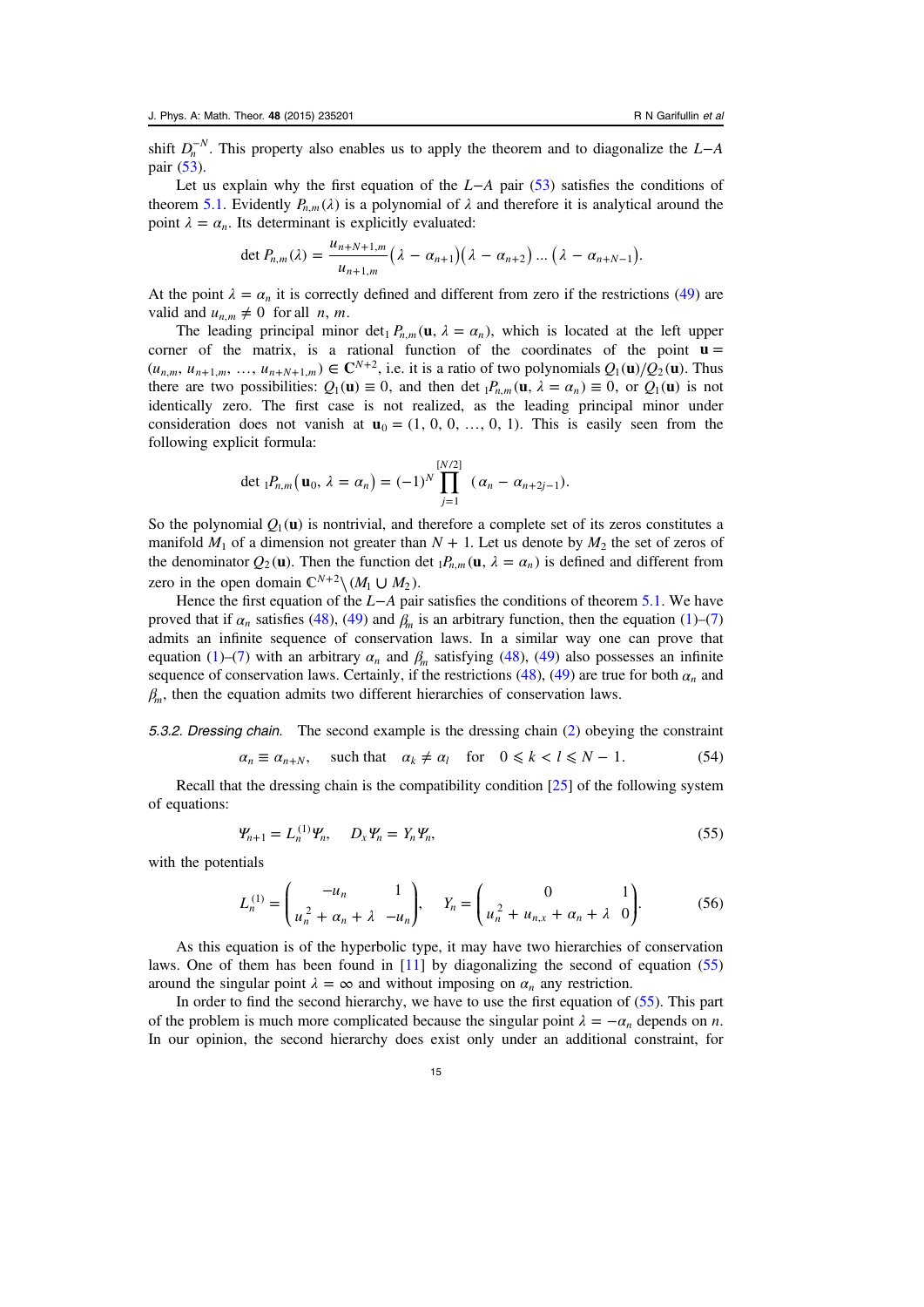shift $D_n^{-N}$. This property also enables us to apply the theorem and to diagonalize the $L-A$ pair (53).

Let us explain why the first equation of the $L-A$ pair (53) satisfies the conditions of theorem 5.1. Evidently $P_{n,m}(\lambda)$ is a polynomial of $\lambda$ and therefore it is analytical around the point $\lambda = \alpha_n$. Its determinant is explicitly evaluated:

$$\det P_{n,m}(\lambda) = \frac{u_{n+N+1,m}}{u_{n+1,m}}(\lambda - \alpha_{n+1})(\lambda - \alpha_{n+2}) \ldots (\lambda - \alpha_{n+N-1}).$$

At the point $\lambda = \alpha_n$ it is correctly defined and different from zero if the restrictions (49) are valid and $u_{n,m} \neq 0$ for all $n, m$.

The leading principal minor $\det_1 P_{n,m}(\mathbf{u}, \lambda = \alpha_n)$, which is located at the left upper corner of the matrix, is a rational function of the coordinates of the point $\mathbf{u} = (u_{n,m}, u_{n+1,m}, \ldots, u_{n+N+1,m}) \in \mathbf{C}^{N+2}$, i.e. it is a ratio of two polynomials $Q_1(\mathbf{u})/Q_2(\mathbf{u})$. Thus there are two possibilities: $Q_1(\mathbf{u}) \equiv 0$, and then $\det {}_1P_{n,m}(\mathbf{u}, \lambda = \alpha_n) \equiv 0$, or $Q_1(\mathbf{u})$ is not identically zero. The first case is not realized, as the leading principal minor under consideration does not vanish at $\mathbf{u}_0 = (1, 0, 0, \ldots, 0, 1)$. This is easily seen from the following explicit formula:

$$\det {}_1P_{n,m}(\mathbf{u}_0, \lambda = \alpha_n) = (-1)^N \prod_{j=1}^{[N/2]} (\alpha_n - \alpha_{n+2j-1}).$$

So the polynomial $Q_1(\mathbf{u})$ is nontrivial, and therefore a complete set of its zeros constitutes a manifold $M_1$ of a dimension not greater than $N + 1$. Let us denote by $M_2$ the set of zeros of the denominator $Q_2(\mathbf{u})$. Then the function $\det {}_1P_{n,m}(\mathbf{u}, \lambda = \alpha_n)$ is defined and different from zero in the open domain $\mathbb{C}^{N+2} \setminus (M_1 \cup M_2)$.

Hence the first equation of the $L-A$ pair satisfies the conditions of theorem 5.1. We have proved that if $\alpha_n$ satisfies (48), (49) and $\beta_m$ is an arbitrary function, then the equation (1)–(7) admits an infinite sequence of conservation laws. In a similar way one can prove that equation (1)–(7) with an arbitrary $\alpha_n$ and $\beta_m$ satisfying (48), (49) also possesses an infinite sequence of conservation laws. Certainly, if the restrictions (48), (49) are true for both $\alpha_n$ and $\beta_m$, then the equation admits two different hierarchies of conservation laws.

*5.3.2. Dressing chain.* The second example is the dressing chain (2) obeying the constraint

$$\alpha_n \equiv \alpha_{n+N}, \quad \text{such that} \quad \alpha_k \neq \alpha_l \quad \text{for} \quad 0 \leqslant k < l \leqslant N - 1. \tag{54}$$

Recall that the dressing chain is the compatibility condition [25] of the following system of equations:

$$\Psi_{n+1} = L_n^{(1)}\Psi_n, \quad D_x\Psi_n = Y_n\Psi_n, \tag{55}$$

with the potentials

$$L_n^{(1)} = \begin{pmatrix} -u_n & 1 \\ u_n^2 + \alpha_n + \lambda & -u_n \end{pmatrix}, \quad Y_n = \begin{pmatrix} 0 & 1 \\ u_n^2 + u_{n,x} + \alpha_n + \lambda & 0 \end{pmatrix}. \tag{56}$$

As this equation is of the hyperbolic type, it may have two hierarchies of conservation laws. One of them has been found in [11] by diagonalizing the second of equation (55) around the singular point $\lambda = \infty$ and without imposing on $\alpha_n$ any restriction.

In order to find the second hierarchy, we have to use the first equation of (55). This part of the problem is much more complicated because the singular point $\lambda = -\alpha_n$ depends on $n$. In our opinion, the second hierarchy does exist only under an additional constraint, for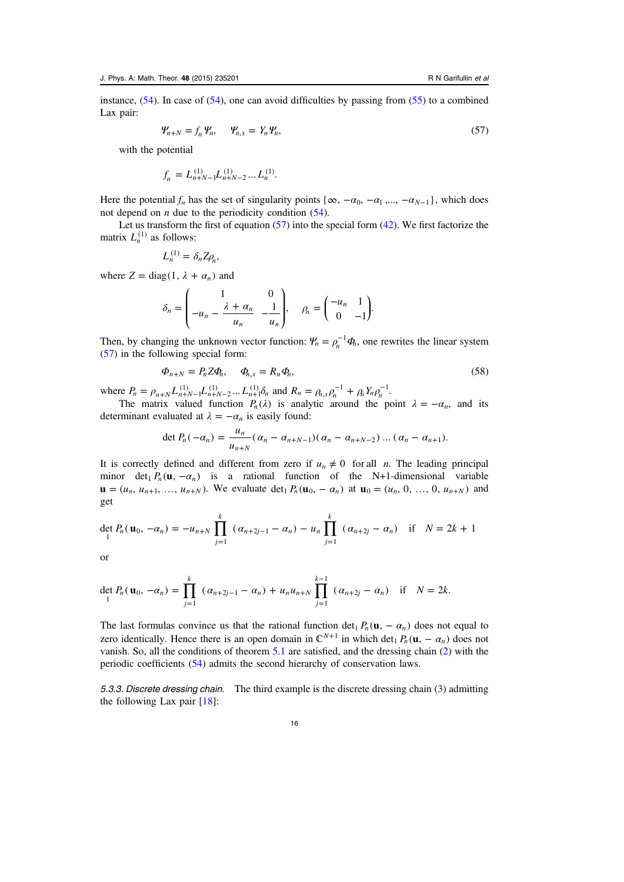instance, (54). In case of (54), one can avoid difficulties by passing from (55) to a combined Lax pair:

$$\Psi_{n+N} = f_n \Psi_n, \quad \Psi_{n,x} = Y_n \Psi_n, \tag{57}$$

with the potential

$$f_n = L^{(1)}_{n+N-1} L^{(1)}_{n+N-2} \ldots L^{(1)}_n.$$

Here the potential $f_n$ has the set of singularity points $\{\infty, -\alpha_0, -\alpha_1, \ldots, -\alpha_{N-1}\}$, which does not depend on $n$ due to the periodicity condition (54).

Let us transform the first of equation (57) into the special form (42). We first factorize the matrix $L^{(1)}_n$ as follows:

$$L^{(1)}_n = \delta_n Z \rho_n,$$

where $Z = \mathrm{diag}(1, \lambda + \alpha_n)$ and

$$\delta_n = \begin{pmatrix} 1 & 0 \\ -u_n - \dfrac{\lambda + \alpha_n}{u_n} & -\dfrac{1}{u_n} \end{pmatrix}, \quad \rho_n = \begin{pmatrix} -u_n & 1 \\ 0 & -1 \end{pmatrix}.$$

Then, by changing the unknown vector function: $\Psi_n = \rho_n^{-1} \Phi_n$, one rewrites the linear system (57) in the following special form:

$$\Phi_{n+N} = P_n Z \Phi_n, \quad \Phi_{n,x} = R_n \Phi_n, \tag{58}$$

where $P_n = \rho_{n+N} L^{(1)}_{n+N-1} L^{(1)}_{n+N-2} \ldots L^{(1)}_{n+1} \delta_n$ and $R_n = \rho_{n,x} \rho_n^{-1} + \rho_n Y_n \rho_n^{-1}$.

The matrix valued function $P_n(\lambda)$ is analytic around the point $\lambda = -\alpha_n$, and its determinant evaluated at $\lambda = -\alpha_n$ is easily found:

$$\det P_n(-\alpha_n) = \frac{u_n}{u_{n+N}} (\alpha_n - \alpha_{n+N-1})(\alpha_n - \alpha_{n+N-2}) \ldots (\alpha_n - \alpha_{n+1}).$$

It is correctly defined and different from zero if $u_n \neq 0$ for all $n$. The leading principal minor $\det_1 P_n(\mathbf{u}, -\alpha_n)$ is a rational function of the N+1-dimensional variable $\mathbf{u} = (u_n, u_{n+1}, \ldots, u_{n+N})$. We evaluate $\det_1 P_n(\mathbf{u}_0, -\alpha_n)$ at $\mathbf{u}_0 = (u_n, 0, \ldots, 0, u_{n+N})$ and get

$$\det_1 P_n(\mathbf{u}_0, -\alpha_n) = -u_{n+N} \prod_{j=1}^{k} (\alpha_{n+2j-1} - \alpha_n) - u_n \prod_{j=1}^{k} (\alpha_{n+2j} - \alpha_n) \quad \text{if} \quad N = 2k+1$$

or

$$\det_1 P_n(\mathbf{u}_0, -\alpha_n) = \prod_{j=1}^{k} (\alpha_{n+2j-1} - \alpha_n) + u_n u_{n+N} \prod_{j=1}^{k-1} (\alpha_{n+2j} - \alpha_n) \quad \text{if} \quad N = 2k.$$

The last formulas convince us that the rational function $\det_1 P_n(\mathbf{u}, -\alpha_n)$ does not equal to zero identically. Hence there is an open domain in $\mathbb{C}^{N+1}$ in which $\det_1 P_n(\mathbf{u}, -\alpha_n)$ does not vanish. So, all the conditions of theorem 5.1 are satisfied, and the dressing chain (2) with the periodic coefficients (54) admits the second hierarchy of conservation laws.

*5.3.3. Discrete dressing chain.* The third example is the discrete dressing chain (3) admitting the following Lax pair [18]: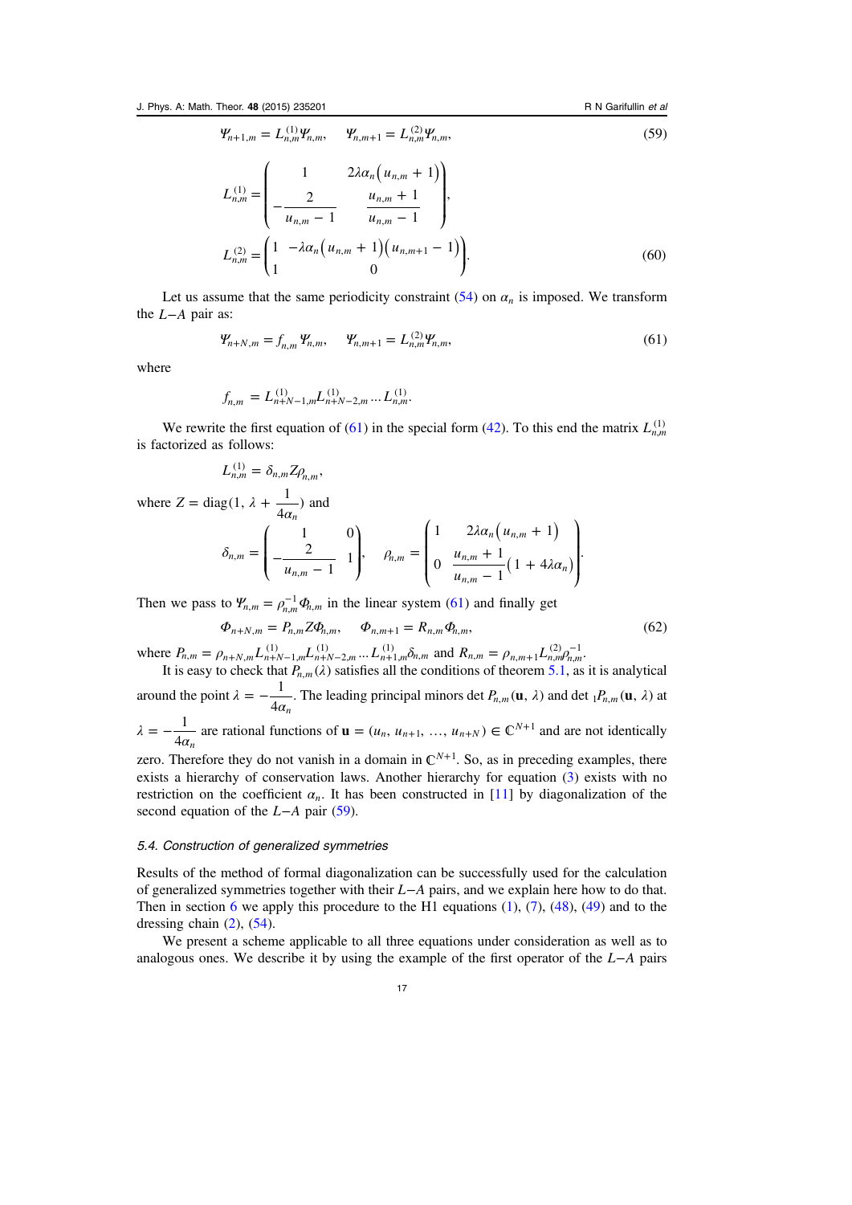$$\Psi_{n+1,m} = L^{(1)}_{n,m}\Psi_{n,m}, \quad \Psi_{n,m+1} = L^{(2)}_{n,m}\Psi_{n,m}, \tag{59}$$

$$L^{(1)}_{n,m} = \begin{pmatrix} 1 & 2\lambda\alpha_n\left(u_{n,m}+1\right) \\ -\dfrac{2}{u_{n,m}-1} & \dfrac{u_{n,m}+1}{u_{n,m}-1} \end{pmatrix},$$

$$L^{(2)}_{n,m} = \begin{pmatrix} 1 & -\lambda\alpha_n\left(u_{n,m}+1\right)\left(u_{n,m+1}-1\right) \\ 1 & 0 \end{pmatrix}. \tag{60}$$

Let us assume that the same periodicity constraint (54) on $\alpha_n$ is imposed. We transform the $L-A$ pair as:

$$\Psi_{n+N,m} = f_{n,m}\Psi_{n,m}, \quad \Psi_{n,m+1} = L^{(2)}_{n,m}\Psi_{n,m}, \tag{61}$$

where

$$f_{n,m} = L^{(1)}_{n+N-1,m}L^{(1)}_{n+N-2,m}\ldots L^{(1)}_{n,m}.$$

We rewrite the first equation of (61) in the special form (42). To this end the matrix $L^{(1)}_{n,m}$ is factorized as follows:

$$L^{(1)}_{n,m} = \delta_{n,m}Z\rho_{n,m},$$

where $Z = \mathrm{diag}(1, \lambda + \dfrac{1}{4\alpha_n})$ and

$$\delta_{n,m} = \begin{pmatrix} 1 & 0 \\ -\dfrac{2}{u_{n,m}-1} & 1 \end{pmatrix}, \quad \rho_{n,m} = \begin{pmatrix} 1 & 2\lambda\alpha_n\left(u_{n,m}+1\right) \\ 0 & \dfrac{u_{n,m}+1}{u_{n,m}-1}\left(1+4\lambda\alpha_n\right) \end{pmatrix}.$$

Then we pass to $\Psi_{n,m} = \rho^{-1}_{n,m}\Phi_{n,m}$ in the linear system (61) and finally get

$$\Phi_{n+N,m} = P_{n,m}Z\Phi_{n,m}, \quad \Phi_{n,m+1} = R_{n,m}\Phi_{n,m}, \tag{62}$$

where $P_{n,m} = \rho_{n+N,m}L^{(1)}_{n+N-1,m}L^{(1)}_{n+N-2,m}\ldots L^{(1)}_{n+1,m}\delta_{n,m}$ and $R_{n,m} = \rho_{n,m+1}L^{(2)}_{n,m}\rho^{-1}_{n,m}$.

It is easy to check that $P_{n,m}(\lambda)$ satisfies all the conditions of theorem 5.1, as it is analytical around the point $\lambda = -\dfrac{1}{4\alpha_n}$. The leading principal minors $\det P_{n,m}(\mathbf{u}, \lambda)$ and $\det {}_1P_{n,m}(\mathbf{u}, \lambda)$ at $\lambda = -\dfrac{1}{4\alpha_n}$ are rational functions of $\mathbf{u} = (u_n, u_{n+1}, \ldots, u_{n+N}) \in \mathbb{C}^{N+1}$ and are not identically zero. Therefore they do not vanish in a domain in $\mathbb{C}^{N+1}$. So, as in preceding examples, there exists a hierarchy of conservation laws. Another hierarchy for equation (3) exists with no restriction on the coefficient $\alpha_n$. It has been constructed in [11] by diagonalization of the second equation of the $L-A$ pair (59).

### 5.4. Construction of generalized symmetries

Results of the method of formal diagonalization can be successfully used for the calculation of generalized symmetries together with their $L-A$ pairs, and we explain here how to do that. Then in section 6 we apply this procedure to the H1 equations (1), (7), (48), (49) and to the dressing chain (2), (54).

We present a scheme applicable to all three equations under consideration as well as to analogous ones. We describe it by using the example of the first operator of the $L-A$ pairs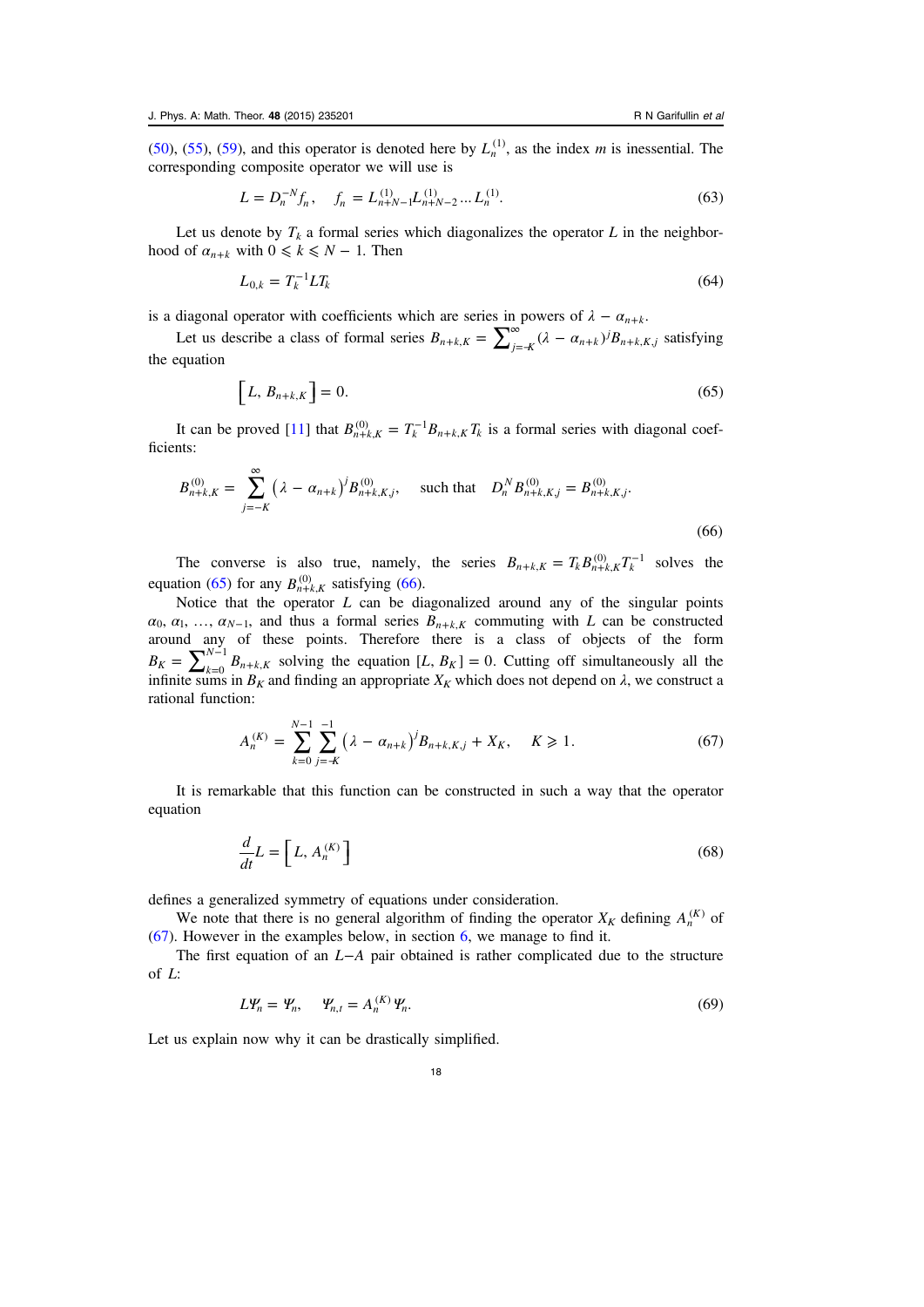(50), (55), (59), and this operator is denoted here by $L_n^{(1)}$, as the index $m$ is inessential. The corresponding composite operator we will use is

$$L = D_n^{-N} f_n, \quad f_n = L_{n+N-1}^{(1)} L_{n+N-2}^{(1)} \dots L_n^{(1)}. \tag{63}$$

Let us denote by $T_k$ a formal series which diagonalizes the operator $L$ in the neighborhood of $\alpha_{n+k}$ with $0 \leqslant k \leqslant N-1$. Then

$$L_{0,k} = T_k^{-1} L T_k \tag{64}$$

is a diagonal operator with coefficients which are series in powers of $\lambda - \alpha_{n+k}$.

Let us describe a class of formal series $B_{n+k,K} = \sum_{j=-K}^{\infty} (\lambda - \alpha_{n+k})^j B_{n+k,K,j}$ satisfying the equation

$$\left[ L, B_{n+k,K} \right] = 0. \tag{65}$$

It can be proved [11] that $B_{n+k,K}^{(0)} = T_k^{-1} B_{n+k,K} T_k$ is a formal series with diagonal coefficients:

$$B_{n+k,K}^{(0)} = \sum_{j=-K}^{\infty} \left( \lambda - \alpha_{n+k} \right)^j B_{n+k,K,j}^{(0)}, \quad \text{such that} \quad D_n^N B_{n+k,K,j}^{(0)} = B_{n+k,K,j}^{(0)}. \tag{66}$$

The converse is also true, namely, the series $B_{n+k,K} = T_k B_{n+k,K}^{(0)} T_k^{-1}$ solves the equation (65) for any $B_{n+k,K}^{(0)}$ satisfying (66).

Notice that the operator $L$ can be diagonalized around any of the singular points $\alpha_0, \alpha_1, \dots, \alpha_{N-1}$, and thus a formal series $B_{n+k,K}$ commuting with $L$ can be constructed around any of these points. Therefore there is a class of objects of the form $B_K = \sum_{k=0}^{N-1} B_{n+k,K}$ solving the equation $[L, B_K] = 0$. Cutting off simultaneously all the infinite sums in $B_K$ and finding an appropriate $X_K$ which does not depend on $\lambda$, we construct a rational function:

$$A_n^{(K)} = \sum_{k=0}^{N-1} \sum_{j=-K}^{-1} \left( \lambda - \alpha_{n+k} \right)^j B_{n+k,K,j} + X_K, \quad K \geqslant 1. \tag{67}$$

It is remarkable that this function can be constructed in such a way that the operator equation

$$\frac{d}{dt} L = \left[ L, A_n^{(K)} \right] \tag{68}$$

defines a generalized symmetry of equations under consideration.

We note that there is no general algorithm of finding the operator $X_K$ defining $A_n^{(K)}$ of (67). However in the examples below, in section 6, we manage to find it.

The first equation of an $L$–$A$ pair obtained is rather complicated due to the structure of $L$:

$$L \Psi_n = \Psi_n, \quad \Psi_{n,t} = A_n^{(K)} \Psi_n. \tag{69}$$

Let us explain now why it can be drastically simplified.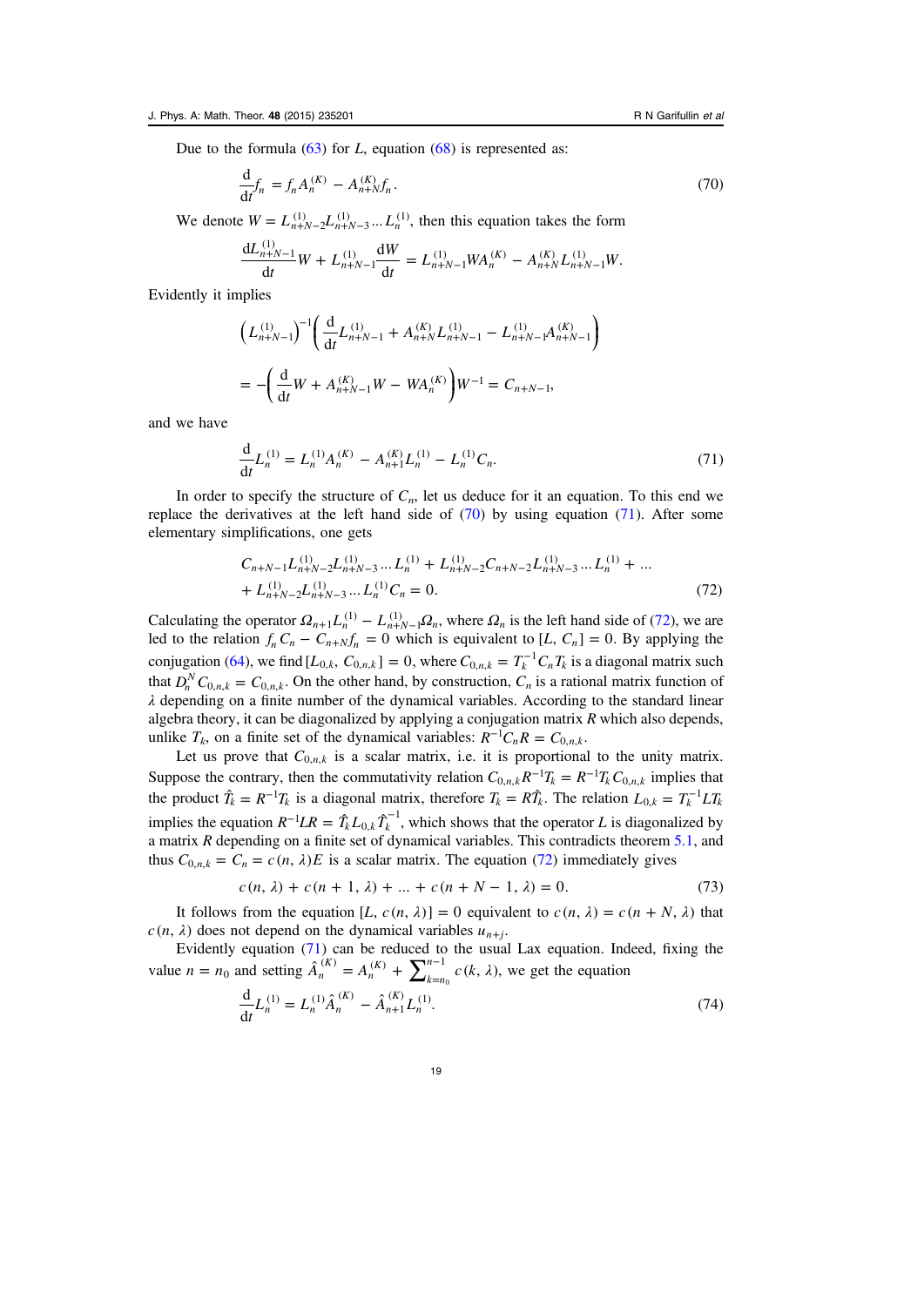Due to the formula (63) for $L$, equation (68) is represented as:

$$\frac{\mathrm{d}}{\mathrm{d}t}f_n = f_n A_n^{(K)} - A_{n+N}^{(K)} f_n. \tag{70}$$

We denote $W = L_{n+N-2}^{(1)} L_{n+N-3}^{(1)} \dots L_n^{(1)}$, then this equation takes the form

$$\frac{\mathrm{d}L_{n+N-1}^{(1)}}{\mathrm{d}t} W + L_{n+N-1}^{(1)} \frac{\mathrm{d}W}{\mathrm{d}t} = L_{n+N-1}^{(1)} W A_n^{(K)} - A_{n+N}^{(K)} L_{n+N-1}^{(1)} W.$$

Evidently it implies

$$\left(L_{n+N-1}^{(1)}\right)^{-1}\left(\frac{\mathrm{d}}{\mathrm{d}t}L_{n+N-1}^{(1)} + A_{n+N}^{(K)} L_{n+N-1}^{(1)} - L_{n+N-1}^{(1)} A_{n+N-1}^{(K)}\right)$$

$$= -\left(\frac{\mathrm{d}}{\mathrm{d}t}W + A_{n+N-1}^{(K)} W - W A_n^{(K)}\right) W^{-1} = C_{n+N-1},$$

and we have

$$\frac{\mathrm{d}}{\mathrm{d}t}L_n^{(1)} = L_n^{(1)} A_n^{(K)} - A_{n+1}^{(K)} L_n^{(1)} - L_n^{(1)} C_n. \tag{71}$$

In order to specify the structure of $C_n$, let us deduce for it an equation. To this end we replace the derivatives at the left hand side of (70) by using equation (71). After some elementary simplifications, one gets

$$\begin{aligned} &C_{n+N-1} L_{n+N-2}^{(1)} L_{n+N-3}^{(1)} \dots L_n^{(1)} + L_{n+N-2}^{(1)} C_{n+N-2} L_{n+N-3}^{(1)} \dots L_n^{(1)} + \dots \\ &+ L_{n+N-2}^{(1)} L_{n+N-3}^{(1)} \dots L_n^{(1)} C_n = 0. \end{aligned} \tag{72}$$

Calculating the operator $\Omega_{n+1} L_n^{(1)} - L_{n+N-1}^{(1)} \Omega_n$, where $\Omega_n$ is the left hand side of (72), we are led to the relation $f_n C_n - C_{n+N} f_n = 0$ which is equivalent to $[L, C_n] = 0$. By applying the conjugation (64), we find $[L_{0,k}, C_{0,n,k}] = 0$, where $C_{0,n,k} = T_k^{-1} C_n T_k$ is a diagonal matrix such that $D_n^N C_{0,n,k} = C_{0,n,k}$. On the other hand, by construction, $C_n$ is a rational matrix function of $\lambda$ depending on a finite number of the dynamical variables. According to the standard linear algebra theory, it can be diagonalized by applying a conjugation matrix $R$ which also depends, unlike $T_k$, on a finite set of the dynamical variables: $R^{-1} C_n R = C_{0,n,k}$.

Let us prove that $C_{0,n,k}$ is a scalar matrix, i.e. it is proportional to the unity matrix. Suppose the contrary, then the commutativity relation $C_{0,n,k} R^{-1} T_k = R^{-1} T_k C_{0,n,k}$ implies that the product $\hat{T}_k = R^{-1} T_k$ is a diagonal matrix, therefore $T_k = R \hat{T}_k$. The relation $L_{0,k} = T_k^{-1} L T_k$ implies the equation $R^{-1} L R = \hat{T}_k L_{0,k} \hat{T}_k^{-1}$, which shows that the operator $L$ is diagonalized by a matrix $R$ depending on a finite set of dynamical variables. This contradicts theorem 5.1, and thus $C_{0,n,k} = C_n = c(n, \lambda) E$ is a scalar matrix. The equation (72) immediately gives

$$c(n, \lambda) + c(n+1, \lambda) + \dots + c(n+N-1, \lambda) = 0. \tag{73}$$

It follows from the equation $[L, c(n, \lambda)] = 0$ equivalent to $c(n, \lambda) = c(n+N, \lambda)$ that $c(n, \lambda)$ does not depend on the dynamical variables $u_{n+j}$.

Evidently equation (71) can be reduced to the usual Lax equation. Indeed, fixing the value $n = n_0$ and setting $\hat{A}_n^{(K)} = A_n^{(K)} + \sum_{k=n_0}^{n-1} c(k, \lambda)$, we get the equation

$$\frac{\mathrm{d}}{\mathrm{d}t}L_n^{(1)} = L_n^{(1)} \hat{A}_n^{(K)} - \hat{A}_{n+1}^{(K)} L_n^{(1)}. \tag{74}$$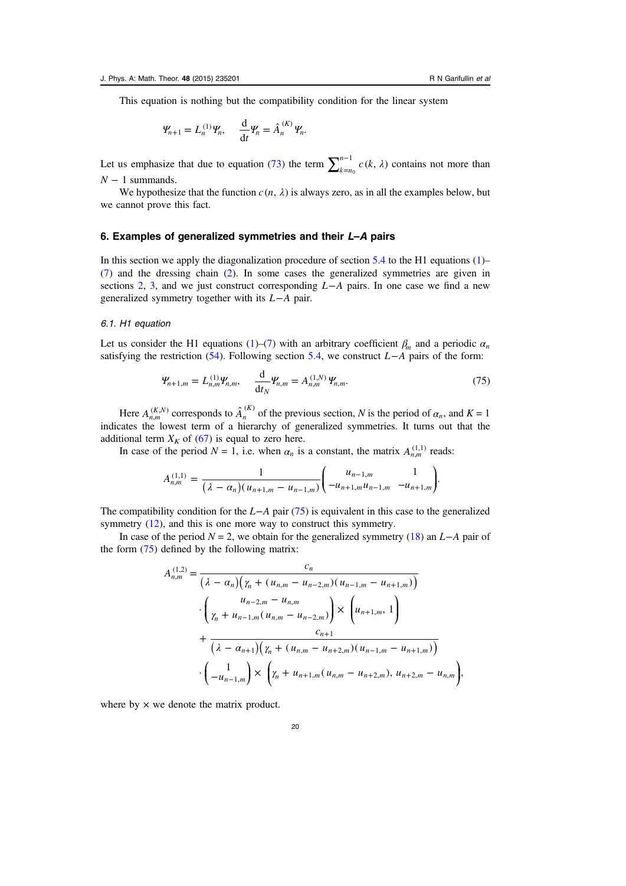This equation is nothing but the compatibility condition for the linear system

$$\Psi_{n+1} = L_n^{(1)} \Psi_n, \qquad \frac{\mathrm{d}}{\mathrm{d}t} \Psi_n = \hat{A}_n^{(K)} \Psi_n.$$

Let us emphasize that due to equation (73) the term $\sum_{k=n_0}^{n-1} c(k, \lambda)$ contains not more than $N - 1$ summands.

We hypothesize that the function $c(n, \lambda)$ is always zero, as in all the examples below, but we cannot prove this fact.

## 6. Examples of generalized symmetries and their *L–A* pairs

In this section we apply the diagonalization procedure of section 5.4 to the H1 equations (1)–(7) and the dressing chain (2). In some cases the generalized symmetries are given in sections 2, 3, and we just construct corresponding $L - A$ pairs. In one case we find a new generalized symmetry together with its $L - A$ pair.

### *6.1. H1 equation*

Let us consider the H1 equations (1)–(7) with an arbitrary coefficient $\beta_m$ and a periodic $\alpha_n$ satisfying the restriction (54). Following section 5.4, we construct $L - A$ pairs of the form:

$$\Psi_{n+1,m} = L_{n,m}^{(1)} \Psi_{n,m}, \qquad \frac{\mathrm{d}}{\mathrm{d}t_N} \Psi_{n,m} = A_{n,m}^{(1,N)} \Psi_{n,m}. \tag{75}$$

Here $A_{n,m}^{(K,N)}$ corresponds to $\hat{A}_n^{(K)}$ of the previous section, $N$ is the period of $\alpha_n$, and $K = 1$ indicates the lowest term of a hierarchy of generalized symmetries. It turns out that the additional term $X_K$ of (67) is equal to zero here.

In case of the period $N = 1$, i.e. when $\alpha_n$ is a constant, the matrix $A_{n,m}^{(1,1)}$ reads:

$$A_{n,m}^{(1,1)} = \frac{1}{(\lambda - \alpha_n)(u_{n+1,m} - u_{n-1,m})} \begin{pmatrix} u_{n-1,m} & 1 \\ -u_{n+1,m} u_{n-1,m} & -u_{n+1,m} \end{pmatrix}.$$

The compatibility condition for the $L - A$ pair (75) is equivalent in this case to the generalized symmetry (12), and this is one more way to construct this symmetry.

In case of the period $N = 2$, we obtain for the generalized symmetry (18) an $L - A$ pair of the form (75) defined by the following matrix:

$$\begin{aligned} A_{n,m}^{(1,2)} = & \frac{c_n}{(\lambda - \alpha_n)\big(\gamma_n + (u_{n,m} - u_{n-2,m})(u_{n-1,m} - u_{n+1,m})\big)} \\ & \cdot \begin{pmatrix} u_{n-2,m} - u_{n,m} \\ \gamma_n + u_{n-1,m}(u_{n,m} - u_{n-2,m}) \end{pmatrix} \times \begin{pmatrix} u_{n+1,m}, & 1 \end{pmatrix} \\ & + \frac{c_{n+1}}{(\lambda - \alpha_{n+1})\big(\gamma_n + (u_{n,m} - u_{n+2,m})(u_{n-1,m} - u_{n+1,m})\big)} \\ & \cdot \begin{pmatrix} 1 \\ -u_{n-1,m} \end{pmatrix} \times \begin{pmatrix} \gamma_n + u_{n+1,m}(u_{n,m} - u_{n+2,m}), & u_{n+2,m} - u_{n,m} \end{pmatrix}, \end{aligned}$$

where by $\times$ we denote the matrix product.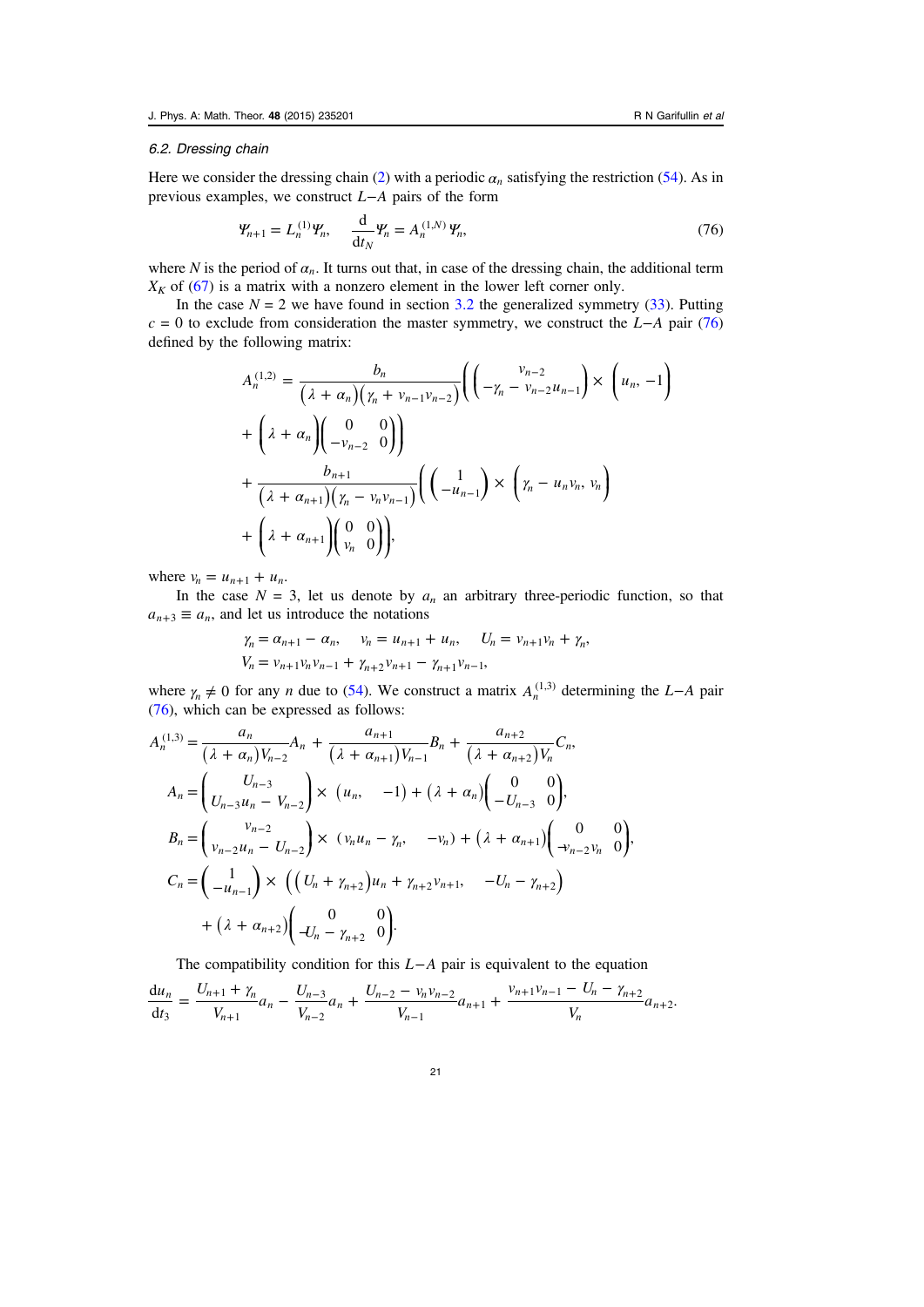### 6.2. Dressing chain

Here we consider the dressing chain (2) with a periodic $\alpha_n$ satisfying the restriction (54). As in previous examples, we construct $L-A$ pairs of the form

$$\Psi_{n+1} = L_n^{(1)} \Psi_n, \qquad \frac{\mathrm{d}}{\mathrm{d}t_N} \Psi_n = A_n^{(1,N)} \Psi_n, \tag{76}$$

where $N$ is the period of $\alpha_n$. It turns out that, in case of the dressing chain, the additional term $X_K$ of (67) is a matrix with a nonzero element in the lower left corner only.

In the case $N = 2$ we have found in section 3.2 the generalized symmetry (33). Putting $c = 0$ to exclude from consideration the master symmetry, we construct the $L-A$ pair (76) defined by the following matrix:

$$A_n^{(1,2)} = \frac{b_n}{(\lambda + \alpha_n)(\gamma_n + v_{n-1}v_{n-2})} \left( \begin{pmatrix} v_{n-2} \\ -\gamma_n - v_{n-2}u_{n-1} \end{pmatrix} \times \begin{pmatrix} u_n, & -1 \end{pmatrix} \right.$$
$$\left. + (\lambda + \alpha_n) \begin{pmatrix} 0 & 0 \\ -v_{n-2} & 0 \end{pmatrix} \right)$$
$$+ \frac{b_{n+1}}{(\lambda + \alpha_{n+1})(\gamma_n - v_n v_{n-1})} \left( \begin{pmatrix} 1 \\ -u_{n-1} \end{pmatrix} \times \begin{pmatrix} \gamma_n - u_n v_n, & v_n \end{pmatrix} \right.$$
$$\left. + (\lambda + \alpha_{n+1}) \begin{pmatrix} 0 & 0 \\ v_n & 0 \end{pmatrix} \right),$$

where $v_n = u_{n+1} + u_n$.

In the case $N = 3$, let us denote by $a_n$ an arbitrary three-periodic function, so that $a_{n+3} \equiv a_n$, and let us introduce the notations

$$\gamma_n = \alpha_{n+1} - \alpha_n, \quad v_n = u_{n+1} + u_n, \quad U_n = v_{n+1}v_n + \gamma_n,$$
$$V_n = v_{n+1}v_n v_{n-1} + \gamma_{n+2}v_{n+1} - \gamma_{n+1}v_{n-1},$$

where $\gamma_n \neq 0$ for any $n$ due to (54). We construct a matrix $A_n^{(1,3)}$ determining the $L-A$ pair (76), which can be expressed as follows:

$$A_n^{(1,3)} = \frac{a_n}{(\lambda + \alpha_n)V_{n-2}} A_n + \frac{a_{n+1}}{(\lambda + \alpha_{n+1})V_{n-1}} B_n + \frac{a_{n+2}}{(\lambda + \alpha_{n+2})V_n} C_n,$$

$$A_n = \begin{pmatrix} U_{n-3} \\ U_{n-3}u_n - V_{n-2} \end{pmatrix} \times \begin{pmatrix} u_n, & -1 \end{pmatrix} + (\lambda + \alpha_n) \begin{pmatrix} 0 & 0 \\ -U_{n-3} & 0 \end{pmatrix},$$

$$B_n = \begin{pmatrix} v_{n-2} \\ v_{n-2}u_n - U_{n-2} \end{pmatrix} \times \begin{pmatrix} v_n u_n - \gamma_n, & -v_n \end{pmatrix} + (\lambda + \alpha_{n+1}) \begin{pmatrix} 0 & 0 \\ -v_{n-2}v_n & 0 \end{pmatrix},$$

$$C_n = \begin{pmatrix} 1 \\ -u_{n-1} \end{pmatrix} \times \begin{pmatrix} (U_n + \gamma_{n+2})u_n + \gamma_{n+2}v_{n+1}, & -U_n - \gamma_{n+2} \end{pmatrix}$$
$$+ (\lambda + \alpha_{n+2}) \begin{pmatrix} 0 & 0 \\ -U_n - \gamma_{n+2} & 0 \end{pmatrix}.$$

The compatibility condition for this $L-A$ pair is equivalent to the equation

$$\frac{\mathrm{d}u_n}{\mathrm{d}t_3} = \frac{U_{n+1} + \gamma_n}{V_{n+1}} a_n - \frac{U_{n-3}}{V_{n-2}} a_n + \frac{U_{n-2} - v_n v_{n-2}}{V_{n-1}} a_{n+1} + \frac{v_{n+1}v_{n-1} - U_n - \gamma_{n+2}}{V_n} a_{n+2}.$$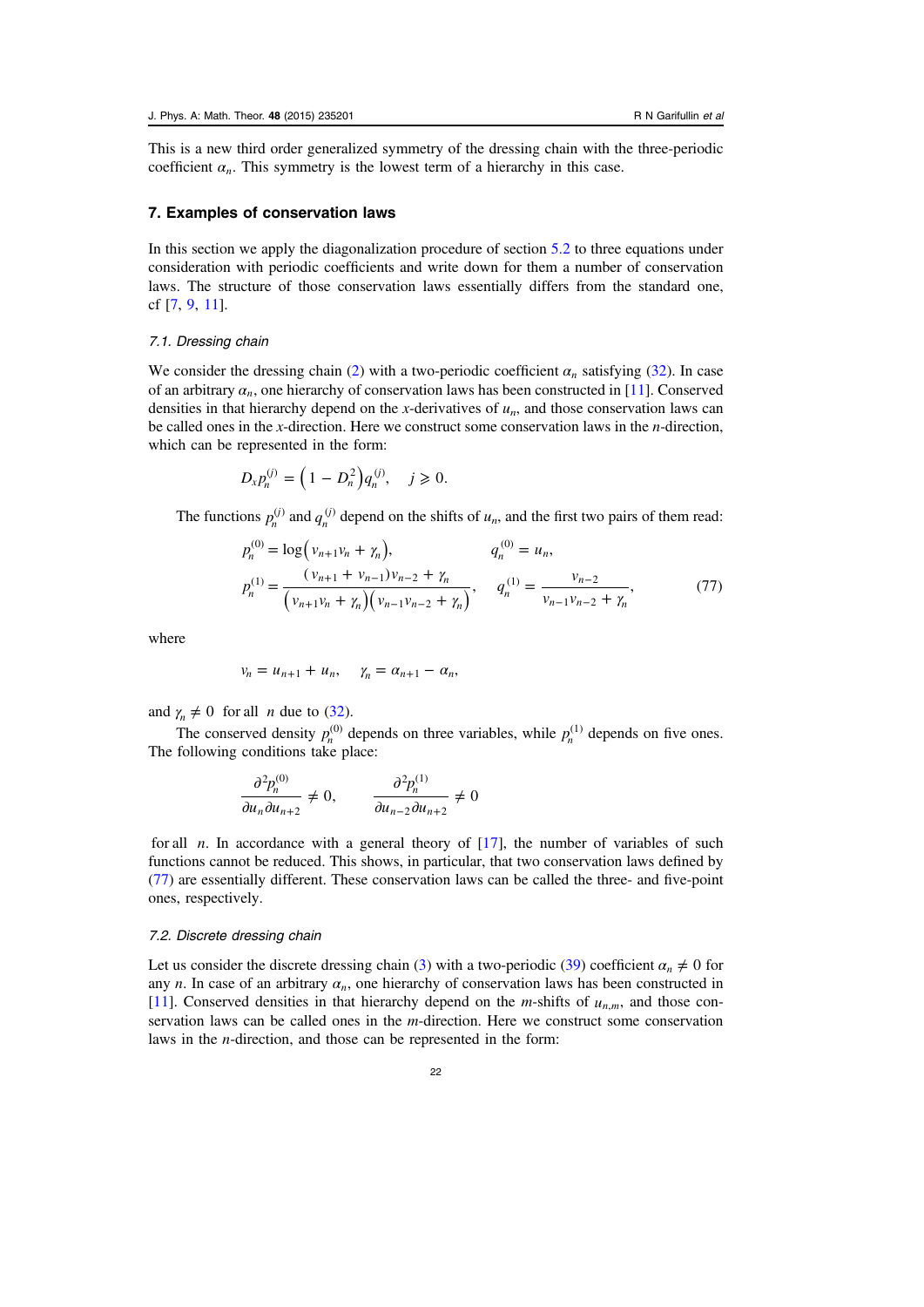This is a new third order generalized symmetry of the dressing chain with the three-periodic coefficient $\alpha_n$. This symmetry is the lowest term of a hierarchy in this case.

## 7. Examples of conservation laws

In this section we apply the diagonalization procedure of section 5.2 to three equations under consideration with periodic coefficients and write down for them a number of conservation laws. The structure of those conservation laws essentially differs from the standard one, cf [7, 9, 11].

### 7.1. Dressing chain

We consider the dressing chain (2) with a two-periodic coefficient $\alpha_n$ satisfying (32). In case of an arbitrary $\alpha_n$, one hierarchy of conservation laws has been constructed in [11]. Conserved densities in that hierarchy depend on the $x$-derivatives of $u_n$, and those conservation laws can be called ones in the $x$-direction. Here we construct some conservation laws in the $n$-direction, which can be represented in the form:

$$D_x p_n^{(j)} = \left(1 - D_n^2\right) q_n^{(j)}, \quad j \geqslant 0.$$

The functions $p_n^{(j)}$ and $q_n^{(j)}$ depend on the shifts of $u_n$, and the first two pairs of them read:

$$p_n^{(0)} = \log\left(v_{n+1}v_n + \gamma_n\right), \qquad q_n^{(0)} = u_n,$$

$$p_n^{(1)} = \frac{\left(v_{n+1} + v_{n-1}\right)v_{n-2} + \gamma_n}{\left(v_{n+1}v_n + \gamma_n\right)\left(v_{n-1}v_{n-2} + \gamma_n\right)}, \qquad q_n^{(1)} = \frac{v_{n-2}}{v_{n-1}v_{n-2} + \gamma_n}, \tag{77}$$

where

$$v_n = u_{n+1} + u_n, \quad \gamma_n = \alpha_{n+1} - \alpha_n,$$

and $\gamma_n \neq 0$ for all $n$ due to (32).

The conserved density $p_n^{(0)}$ depends on three variables, while $p_n^{(1)}$ depends on five ones. The following conditions take place:

$$\frac{\partial^2 p_n^{(0)}}{\partial u_n \partial u_{n+2}} \neq 0, \qquad \frac{\partial^2 p_n^{(1)}}{\partial u_{n-2} \partial u_{n+2}} \neq 0$$

for all $n$. In accordance with a general theory of [17], the number of variables of such functions cannot be reduced. This shows, in particular, that two conservation laws defined by (77) are essentially different. These conservation laws can be called the three- and five-point ones, respectively.

### 7.2. Discrete dressing chain

Let us consider the discrete dressing chain (3) with a two-periodic (39) coefficient $\alpha_n \neq 0$ for any $n$. In case of an arbitrary $\alpha_n$, one hierarchy of conservation laws has been constructed in [11]. Conserved densities in that hierarchy depend on the $m$-shifts of $u_{n,m}$, and those conservation laws can be called ones in the $m$-direction. Here we construct some conservation laws in the $n$-direction, and those can be represented in the form: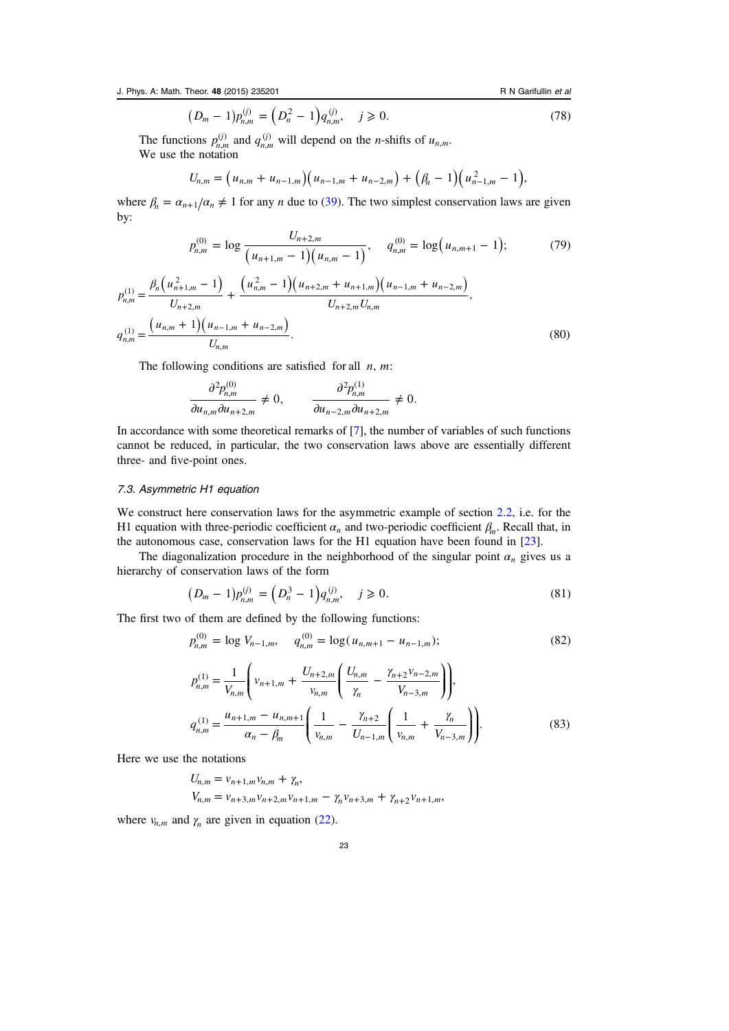$$\left(D_m - 1\right)p_{n,m}^{(j)} = \left(D_n^2 - 1\right)q_{n,m}^{(j)}, \quad j \geqslant 0. \tag{78}$$

The functions $p_{n,m}^{(j)}$ and $q_{n,m}^{(j)}$ will depend on the $n$-shifts of $u_{n,m}$.

We use the notation

$$U_{n,m} = \left(u_{n,m} + u_{n-1,m}\right)\left(u_{n-1,m} + u_{n-2,m}\right) + \left(\beta_n - 1\right)\left(u_{n-1,m}^2 - 1\right),$$

where $\beta_n = \alpha_{n+1}/\alpha_n \neq 1$ for any $n$ due to (39). The two simplest conservation laws are given by:

$$p_{n,m}^{(0)} = \log \frac{U_{n+2,m}}{\left(u_{n+1,m} - 1\right)\left(u_{n,m} - 1\right)}, \quad q_{n,m}^{(0)} = \log\left(u_{n,m+1} - 1\right); \tag{79}$$

$$p_{n,m}^{(1)} = \frac{\beta_n\left(u_{n+1,m}^2 - 1\right)}{U_{n+2,m}} + \frac{\left(u_{n,m}^2 - 1\right)\left(u_{n+2,m} + u_{n+1,m}\right)\left(u_{n-1,m} + u_{n-2,m}\right)}{U_{n+2,m}U_{n,m}},$$

$$q_{n,m}^{(1)} = \frac{\left(u_{n,m} + 1\right)\left(u_{n-1,m} + u_{n-2,m}\right)}{U_{n,m}}. \tag{80}$$

The following conditions are satisfied for all $n$, $m$:

$$\frac{\partial^2 p_{n,m}^{(0)}}{\partial u_{n,m}\partial u_{n+2,m}} \neq 0, \qquad \frac{\partial^2 p_{n,m}^{(1)}}{\partial u_{n-2,m}\partial u_{n+2,m}} \neq 0.$$

In accordance with some theoretical remarks of [7], the number of variables of such functions cannot be reduced, in particular, the two conservation laws above are essentially different three- and five-point ones.

### 7.3. Asymmetric H1 equation

We construct here conservation laws for the asymmetric example of section 2.2, i.e. for the H1 equation with three-periodic coefficient $\alpha_n$ and two-periodic coefficient $\beta_m$. Recall that, in the autonomous case, conservation laws for the H1 equation have been found in [23].

The diagonalization procedure in the neighborhood of the singular point $\alpha_n$ gives us a hierarchy of conservation laws of the form

$$\left(D_m - 1\right)p_{n,m}^{(j)} = \left(D_n^3 - 1\right)q_{n,m}^{(j)}, \quad j \geqslant 0. \tag{81}$$

The first two of them are defined by the following functions:

$$p_{n,m}^{(0)} = \log V_{n-1,m}, \quad q_{n,m}^{(0)} = \log(u_{n,m+1} - u_{n-1,m}); \tag{82}$$

$$p_{n,m}^{(1)} = \frac{1}{V_{n,m}}\left(v_{n+1,m} + \frac{U_{n+2,m}}{v_{n,m}}\left(\frac{U_{n,m}}{\gamma_n} - \frac{\gamma_{n+2}v_{n-2,m}}{V_{n-3,m}}\right)\right),$$

$$q_{n,m}^{(1)} = \frac{u_{n+1,m} - u_{n,m+1}}{\alpha_n - \beta_m}\left(\frac{1}{v_{n,m}} - \frac{\gamma_{n+2}}{U_{n-1,m}}\left(\frac{1}{v_{n,m}} + \frac{\gamma_n}{V_{n-3,m}}\right)\right). \tag{83}$$

Here we use the notations

$$U_{n,m} = v_{n+1,m}v_{n,m} + \gamma_n,$$
$$V_{n,m} = v_{n+3,m}v_{n+2,m}v_{n+1,m} - \gamma_n v_{n+3,m} + \gamma_{n+2}v_{n+1,m},$$

where $v_{n,m}$ and $\gamma_n$ are given in equation (22).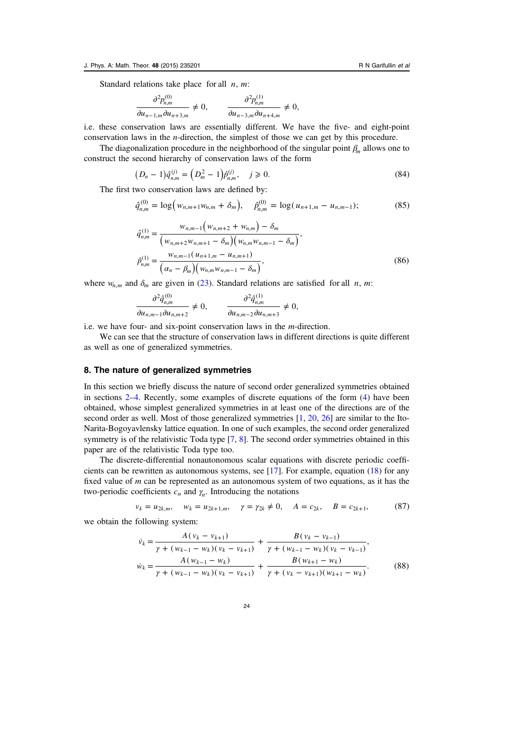Standard relations take place for all $n$, $m$:

$$\frac{\partial^2 p_{n,m}^{(0)}}{\partial u_{n-1,m}\partial u_{n+3,m}} \neq 0, \qquad \frac{\partial^2 p_{n,m}^{(1)}}{\partial u_{n-3,m}\partial u_{n+4,m}} \neq 0,$$

i.e. these conservation laws are essentially different. We have the five- and eight-point conservation laws in the $n$-direction, the simplest of those we can get by this procedure.

The diagonalization procedure in the neighborhood of the singular point $\beta_m$ allows one to construct the second hierarchy of conservation laws of the form

$$(D_n - 1)\hat{q}_{n,m}^{(j)} = \left(D_m^2 - 1\right)\hat{p}_{n,m}^{(j)}, \quad j \geqslant 0. \tag{84}$$

The first two conservation laws are defined by:

$$\hat{q}_{n,m}^{(0)} = \log\left(w_{n,m+1}w_{n,m} + \delta_m\right), \quad \hat{p}_{n,m}^{(0)} = \log(u_{n+1,m} - u_{n,m-1}); \tag{85}$$

$$\hat{q}_{n,m}^{(1)} = \frac{w_{n,m-1}\left(w_{n,m+2} + w_{n,m}\right) - \delta_m}{\left(w_{n,m+2}w_{n,m+1} - \delta_m\right)\left(w_{n,m}w_{n,m-1} - \delta_m\right)},$$
$$\hat{p}_{n,m}^{(1)} = \frac{w_{n,m-1}(u_{n+1,m} - u_{n,m+1})}{\left(\alpha_n - \beta_m\right)\left(w_{n,m}w_{n,m-1} - \delta_m\right)}, \tag{86}$$

where $w_{n,m}$ and $\delta_m$ are given in (23). Standard relations are satisfied for all $n$, $m$:

$$\frac{\partial^2 \hat{q}_{n,m}^{(0)}}{\partial u_{n,m-1}\partial u_{n,m+2}} \neq 0, \qquad \frac{\partial^2 \hat{q}_{n,m}^{(1)}}{\partial u_{n,m-2}\partial u_{n,m+3}} \neq 0,$$

i.e. we have four- and six-point conservation laws in the $m$-direction.

We can see that the structure of conservation laws in different directions is quite different as well as one of generalized symmetries.

## 8. The nature of generalized symmetries

In this section we briefly discuss the nature of second order generalized symmetries obtained in sections 2–4. Recently, some examples of discrete equations of the form (4) have been obtained, whose simplest generalized symmetries in at least one of the directions are of the second order as well. Most of those generalized symmetries [1, 20, 26] are similar to the Ito-Narita-Bogoyavlensky lattice equation. In one of such examples, the second order generalized symmetry is of the relativistic Toda type [7, 8]. The second order symmetries obtained in this paper are of the relativistic Toda type too.

The discrete-differential nonautonomous scalar equations with discrete periodic coefficients can be rewritten as autonomous systems, see [17]. For example, equation (18) for any fixed value of $m$ can be represented as an autonomous system of two equations, as it has the two-periodic coefficients $c_n$ and $\gamma_n$. Introducing the notations

$$v_k = u_{2k,m}, \quad w_k = u_{2k+1,m}, \quad \gamma = \gamma_{2k} \neq 0, \quad A = c_{2k}, \quad B = c_{2k+1}, \tag{87}$$

we obtain the following system:

$$\dot{v}_k = \frac{A(v_k - v_{k+1})}{\gamma + (w_{k-1} - w_k)(v_k - v_{k+1})} + \frac{B(v_k - v_{k-1})}{\gamma + (w_{k-1} - w_k)(v_k - v_{k-1})},$$
$$\dot{w}_k = \frac{A(w_{k-1} - w_k)}{\gamma + (w_{k-1} - w_k)(v_k - v_{k+1})} + \frac{B(w_{k+1} - w_k)}{\gamma + (v_k - v_{k+1})(w_{k+1} - w_k)}. \tag{88}$$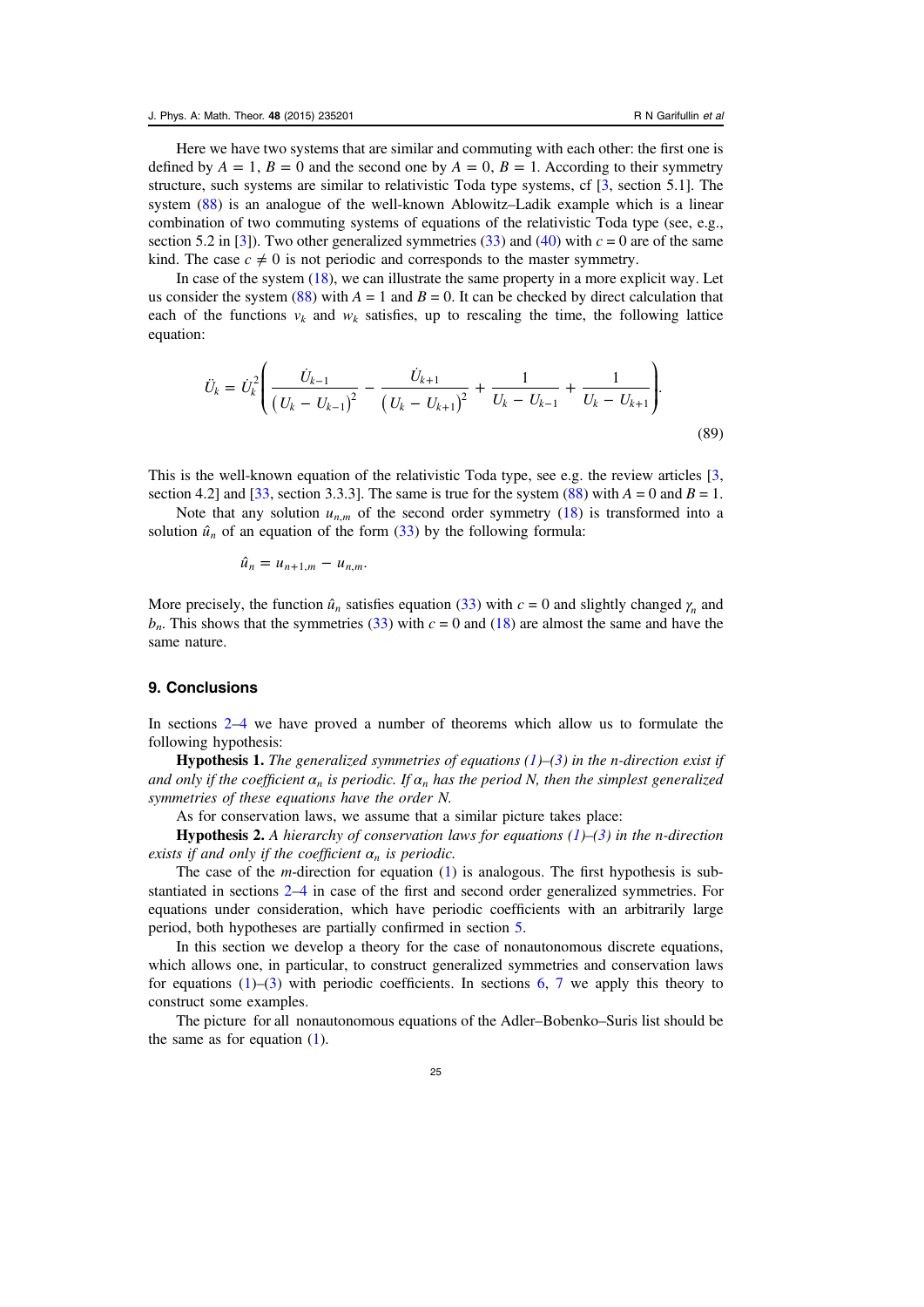Here we have two systems that are similar and commuting with each other: the first one is defined by $A = 1$, $B = 0$ and the second one by $A = 0$, $B = 1$. According to their symmetry structure, such systems are similar to relativistic Toda type systems, cf [3, section 5.1]. The system (88) is an analogue of the well-known Ablowitz–Ladik example which is a linear combination of two commuting systems of equations of the relativistic Toda type (see, e.g., section 5.2 in [3]). Two other generalized symmetries (33) and (40) with $c = 0$ are of the same kind. The case $c \neq 0$ is not periodic and corresponds to the master symmetry.

In case of the system (18), we can illustrate the same property in a more explicit way. Let us consider the system (88) with $A = 1$ and $B = 0$. It can be checked by direct calculation that each of the functions $v_k$ and $w_k$ satisfies, up to rescaling the time, the following lattice equation:

$$\ddot{U}_k = \dot{U}_k^2 \left( \frac{\dot{U}_{k-1}}{\left(U_k - U_{k-1}\right)^2} - \frac{\dot{U}_{k+1}}{\left(U_k - U_{k+1}\right)^2} + \frac{1}{U_k - U_{k-1}} + \frac{1}{U_k - U_{k+1}} \right). \tag{89}$$

This is the well-known equation of the relativistic Toda type, see e.g. the review articles [3, section 4.2] and [33, section 3.3.3]. The same is true for the system (88) with $A = 0$ and $B = 1$.

Note that any solution $u_{n,m}$ of the second order symmetry (18) is transformed into a solution $\hat{u}_n$ of an equation of the form (33) by the following formula:

$$\hat{u}_n = u_{n+1,m} - u_{n,m}.$$

More precisely, the function $\hat{u}_n$ satisfies equation (33) with $c = 0$ and slightly changed $\gamma_n$ and $b_n$. This shows that the symmetries (33) with $c = 0$ and (18) are almost the same and have the same nature.

## 9. Conclusions

In sections 2–4 we have proved a number of theorems which allow us to formulate the following hypothesis:

**Hypothesis 1.** *The generalized symmetries of equations (1)–(3) in the n-direction exist if and only if the coefficient $\alpha_n$ is periodic. If $\alpha_n$ has the period N, then the simplest generalized symmetries of these equations have the order N.*

As for conservation laws, we assume that a similar picture takes place:

**Hypothesis 2.** *A hierarchy of conservation laws for equations (1)–(3) in the n-direction exists if and only if the coefficient $\alpha_n$ is periodic.*

The case of the *m*-direction for equation (1) is analogous. The first hypothesis is substantiated in sections 2–4 in case of the first and second order generalized symmetries. For equations under consideration, which have periodic coefficients with an arbitrarily large period, both hypotheses are partially confirmed in section 5.

In this section we develop a theory for the case of nonautonomous discrete equations, which allows one, in particular, to construct generalized symmetries and conservation laws for equations (1)–(3) with periodic coefficients. In sections 6, 7 we apply this theory to construct some examples.

The picture for all nonautonomous equations of the Adler–Bobenko–Suris list should be the same as for equation (1).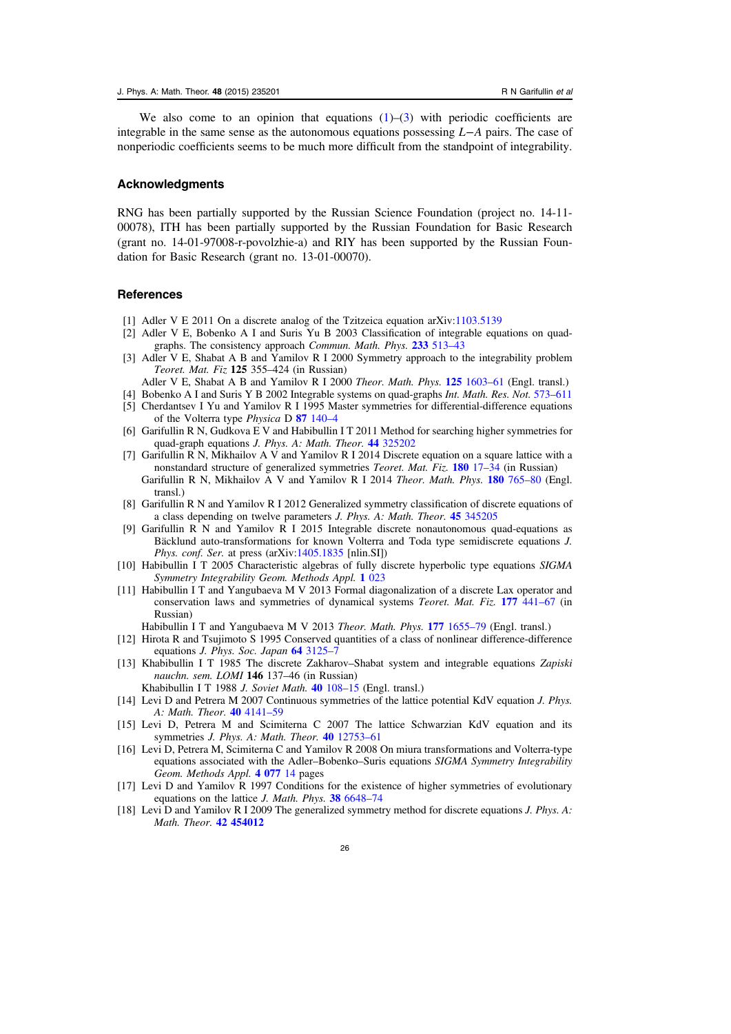We also come to an opinion that equations (1)–(3) with periodic coefficients are integrable in the same sense as the autonomous equations possessing $L-A$ pairs. The case of nonperiodic coefficients seems to be much more difficult from the standpoint of integrability.

## Acknowledgments

RNG has been partially supported by the Russian Science Foundation (project no. 14-11-00078), ITH has been partially supported by the Russian Foundation for Basic Research (grant no. 14-01-97008-r-povolzhie-a) and RIY has been supported by the Russian Foundation for Basic Research (grant no. 13-01-00070).

## References

[1] Adler V E 2011 On a discrete analog of the Tzitzeica equation arXiv:1103.5139

[2] Adler V E, Bobenko A I and Suris Yu B 2003 Classification of integrable equations on quad-graphs. The consistency approach *Commun. Math. Phys.* **233** 513–43

[3] Adler V E, Shabat A B and Yamilov R I 2000 Symmetry approach to the integrability problem *Teoret. Mat. Fiz* **125** 355–424 (in Russian)
Adler V E, Shabat A B and Yamilov R I 2000 *Theor. Math. Phys.* **125** 1603–61 (Engl. transl.)

[4] Bobenko A I and Suris Y B 2002 Integrable systems on quad-graphs *Int. Math. Res. Not.* 573–611

[5] Cherdantsev I Yu and Yamilov R I 1995 Master symmetries for differential-difference equations of the Volterra type *Physica* D **87** 140–4

[6] Garifullin R N, Gudkova E V and Habibullin I T 2011 Method for searching higher symmetries for quad-graph equations *J. Phys. A: Math. Theor.* **44** 325202

[7] Garifullin R N, Mikhailov A V and Yamilov R I 2014 Discrete equation on a square lattice with a nonstandard structure of generalized symmetries *Teoret. Mat. Fiz.* **180** 17–34 (in Russian)
Garifullin R N, Mikhailov A V and Yamilov R I 2014 *Theor. Math. Phys.* **180** 765–80 (Engl. transl.)

[8] Garifullin R N and Yamilov R I 2012 Generalized symmetry classification of discrete equations of a class depending on twelve parameters *J. Phys. A: Math. Theor.* **45** 345205

[9] Garifullin R N and Yamilov R I 2015 Integrable discrete nonautonomous quad-equations as Bäcklund auto-transformations for known Volterra and Toda type semidiscrete equations *J. Phys. conf. Ser.* at press (arXiv:1405.1835 [nlin.SI])

[10] Habibullin I T 2005 Characteristic algebras of fully discrete hyperbolic type equations *SIGMA Symmetry Integrability Geom. Methods Appl.* **1** 023

[11] Habibullin I T and Yangubaeva M V 2013 Formal diagonalization of a discrete Lax operator and conservation laws and symmetries of dynamical systems *Teoret. Mat. Fiz.* **177** 441–67 (in Russian)
Habibullin I T and Yangubaeva M V 2013 *Theor. Math. Phys.* **177** 1655–79 (Engl. transl.)

[12] Hirota R and Tsujimoto S 1995 Conserved quantities of a class of nonlinear difference-difference equations *J. Phys. Soc. Japan* **64** 3125–7

[13] Khabibullin I T 1985 The discrete Zakharov–Shabat system and integrable equations *Zapiski nauchn. sem. LOMI* **146** 137–46 (in Russian)
Khabibullin I T 1988 *J. Soviet Math.* **40** 108–15 (Engl. transl.)

[14] Levi D and Petrera M 2007 Continuous symmetries of the lattice potential KdV equation *J. Phys. A: Math. Theor.* **40** 4141–59

[15] Levi D, Petrera M and Scimiterna C 2007 The lattice Schwarzian KdV equation and its symmetries *J. Phys. A: Math. Theor.* **40** 12753–61

[16] Levi D, Petrera M, Scimiterna C and Yamilov R 2008 On miura transformations and Volterra-type equations associated with the Adler–Bobenko–Suris equations *SIGMA Symmetry Integrability Geom. Methods Appl.* **4** **077** 14 pages

[17] Levi D and Yamilov R 1997 Conditions for the existence of higher symmetries of evolutionary equations on the lattice *J. Math. Phys.* **38** 6648–74

[18] Levi D and Yamilov R I 2009 The generalized symmetry method for discrete equations *J. Phys. A: Math. Theor.* **42** **454012**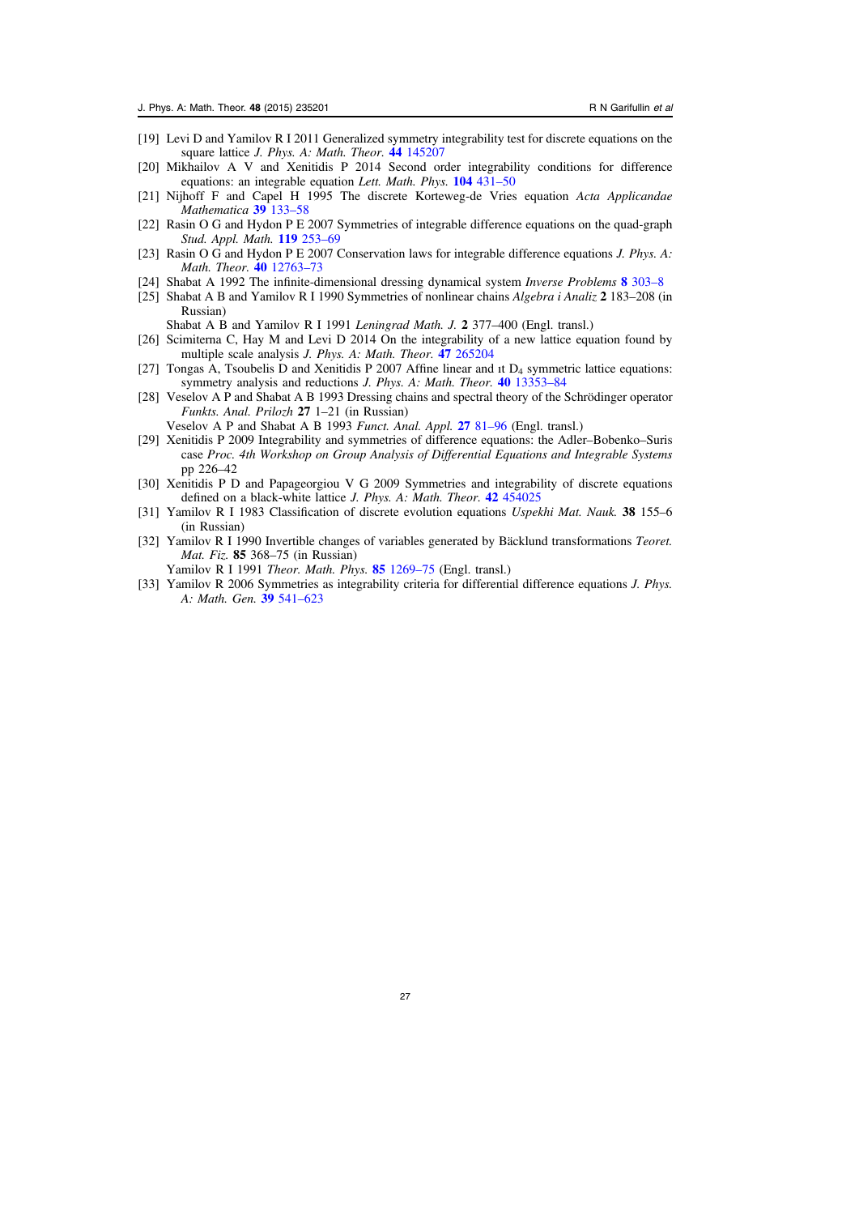[19] Levi D and Yamilov R I 2011 Generalized symmetry integrability test for discrete equations on the square lattice *J. Phys. A: Math. Theor.* **44** 145207

[20] Mikhailov A V and Xenitidis P 2014 Second order integrability conditions for difference equations: an integrable equation *Lett. Math. Phys.* **104** 431–50

[21] Nijhoff F and Capel H 1995 The discrete Korteweg-de Vries equation *Acta Applicandae Mathematica* **39** 133–58

[22] Rasin O G and Hydon P E 2007 Symmetries of integrable difference equations on the quad-graph *Stud. Appl. Math.* **119** 253–69

[23] Rasin O G and Hydon P E 2007 Conservation laws for integrable difference equations *J. Phys. A: Math. Theor.* **40** 12763–73

[24] Shabat A 1992 The infinite-dimensional dressing dynamical system *Inverse Problems* **8** 303–8

[25] Shabat A B and Yamilov R I 1990 Symmetries of nonlinear chains *Algebra i Analiz* **2** 183–208 (in Russian)
Shabat A B and Yamilov R I 1991 *Leningrad Math. J.* **2** 377–400 (Engl. transl.)

[26] Scimiterna C, Hay M and Levi D 2014 On the integrability of a new lattice equation found by multiple scale analysis *J. Phys. A: Math. Theor.* **47** 265204

[27] Tongas A, Tsoubelis D and Xenitidis P 2007 Affine linear and ıt $D_4$ symmetric lattice equations: symmetry analysis and reductions *J. Phys. A: Math. Theor.* **40** 13353–84

[28] Veselov A P and Shabat A B 1993 Dressing chains and spectral theory of the Schrödinger operator *Funkts. Anal. Prilozh* **27** 1–21 (in Russian)
Veselov A P and Shabat A B 1993 *Funct. Anal. Appl.* **27** 81–96 (Engl. transl.)

[29] Xenitidis P 2009 Integrability and symmetries of difference equations: the Adler–Bobenko–Suris case *Proc. 4th Workshop on Group Analysis of Differential Equations and Integrable Systems* pp 226–42

[30] Xenitidis P D and Papageorgiou V G 2009 Symmetries and integrability of discrete equations defined on a black-white lattice *J. Phys. A: Math. Theor.* **42** 454025

[31] Yamilov R I 1983 Classification of discrete evolution equations *Uspekhi Mat. Nauk.* **38** 155–6 (in Russian)

[32] Yamilov R I 1990 Invertible changes of variables generated by Bäcklund transformations *Teoret. Mat. Fiz.* **85** 368–75 (in Russian)
Yamilov R I 1991 *Theor. Math. Phys.* **85** 1269–75 (Engl. transl.)

[33] Yamilov R 2006 Symmetries as integrability criteria for differential difference equations *J. Phys. A: Math. Gen.* **39** 541–623